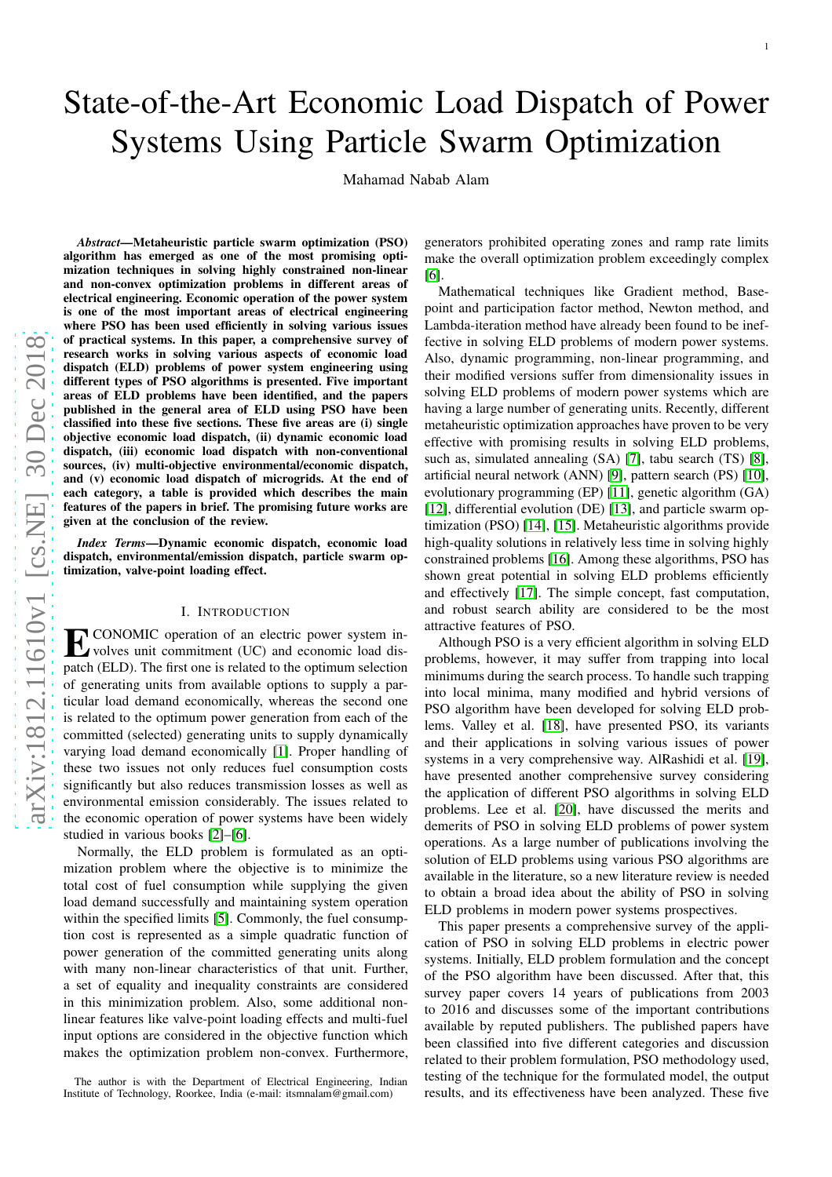# State-of-the-Art Economic Load Dispatch of Power Systems Using Particle Swarm Optimization

Mahamad Nabab Alam

***Abstract*—Metaheuristic particle swarm optimization (PSO) algorithm has emerged as one of the most promising optimization techniques in solving highly constrained non-linear and non-convex optimization problems in different areas of electrical engineering. Economic operation of the power system is one of the most important areas of electrical engineering where PSO has been used efficiently in solving various issues of practical systems. In this paper, a comprehensive survey of research works in solving various aspects of economic load dispatch (ELD) problems of power system engineering using different types of PSO algorithms is presented. Five important areas of ELD problems have been identified, and the papers published in the general area of ELD using PSO have been classified into these five sections. These five areas are (i) single objective economic load dispatch, (ii) dynamic economic load dispatch, (iii) economic load dispatch with non-conventional sources, (iv) multi-objective environmental/economic dispatch, and (v) economic load dispatch of microgrids. At the end of each category, a table is provided which describes the main features of the papers in brief. The promising future works are given at the conclusion of the review.**

***Index Terms*—Dynamic economic dispatch, economic load dispatch, environmental/emission dispatch, particle swarm optimization, valve-point loading effect.**

## I. Introduction

Economic operation of an electric power system involves unit commitment (UC) and economic load dispatch (ELD). The first one is related to the optimum selection of generating units from available options to supply a particular load demand economically, whereas the second one is related to the optimum power generation from each of the committed (selected) generating units to supply dynamically varying load demand economically [1]. Proper handling of these two issues not only reduces fuel consumption costs significantly but also reduces transmission losses as well as environmental emission considerably. The issues related to the economic operation of power systems have been widely studied in various books [2]–[6].

Normally, the ELD problem is formulated as an optimization problem where the objective is to minimize the total cost of fuel consumption while supplying the given load demand successfully and maintaining system operation within the specified limits [5]. Commonly, the fuel consumption cost is represented as a simple quadratic function of power generation of the committed generating units along with many non-linear characteristics of that unit. Further, a set of equality and inequality constraints are considered in this minimization problem. Also, some additional non-linear features like valve-point loading effects and multi-fuel input options are considered in the objective function which makes the optimization problem non-convex. Furthermore, generators prohibited operating zones and ramp rate limits make the overall optimization problem exceedingly complex [6].

Mathematical techniques like Gradient method, Base-point and participation factor method, Newton method, and Lambda-iteration method have already been found to be ineffective in solving ELD problems of modern power systems. Also, dynamic programming, non-linear programming, and their modified versions suffer from dimensionality issues in solving ELD problems of modern power systems which are having a large number of generating units. Recently, different metaheuristic optimization approaches have proven to be very effective with promising results in solving ELD problems, such as, simulated annealing (SA) [7], tabu search (TS) [8], artificial neural network (ANN) [9], pattern search (PS) [10], evolutionary programming (EP) [11], genetic algorithm (GA) [12], differential evolution (DE) [13], and particle swarm optimization (PSO) [14], [15]. Metaheuristic algorithms provide high-quality solutions in relatively less time in solving highly constrained problems [16]. Among these algorithms, PSO has shown great potential in solving ELD problems efficiently and effectively [17]. The simple concept, fast computation, and robust search ability are considered to be the most attractive features of PSO.

Although PSO is a very efficient algorithm in solving ELD problems, however, it may suffer from trapping into local minimums during the search process. To handle such trapping into local minima, many modified and hybrid versions of PSO algorithm have been developed for solving ELD problems. Valley et al. [18], have presented PSO, its variants and their applications in solving various issues of power systems in a very comprehensive way. AlRashidi et al. [19], have presented another comprehensive survey considering the application of different PSO algorithms in solving ELD problems. Lee et al. [20], have discussed the merits and demerits of PSO in solving ELD problems of power system operations. As a large number of publications involving the solution of ELD problems using various PSO algorithms are available in the literature, so a new literature review is needed to obtain a broad idea about the ability of PSO in solving ELD problems in modern power systems prospectives.

This paper presents a comprehensive survey of the application of PSO in solving ELD problems in electric power systems. Initially, ELD problem formulation and the concept of the PSO algorithm have been discussed. After that, this survey paper covers 14 years of publications from 2003 to 2016 and discusses some of the important contributions available by reputed publishers. The published papers have been classified into five different categories and discussion related to their problem formulation, PSO methodology used, testing of the technique for the formulated model, the output results, and its effectiveness have been analyzed. These five

The author is with the Department of Electrical Engineering, Indian Institute of Technology, Roorkee, India (e-mail: itsmnalam@gmail.com)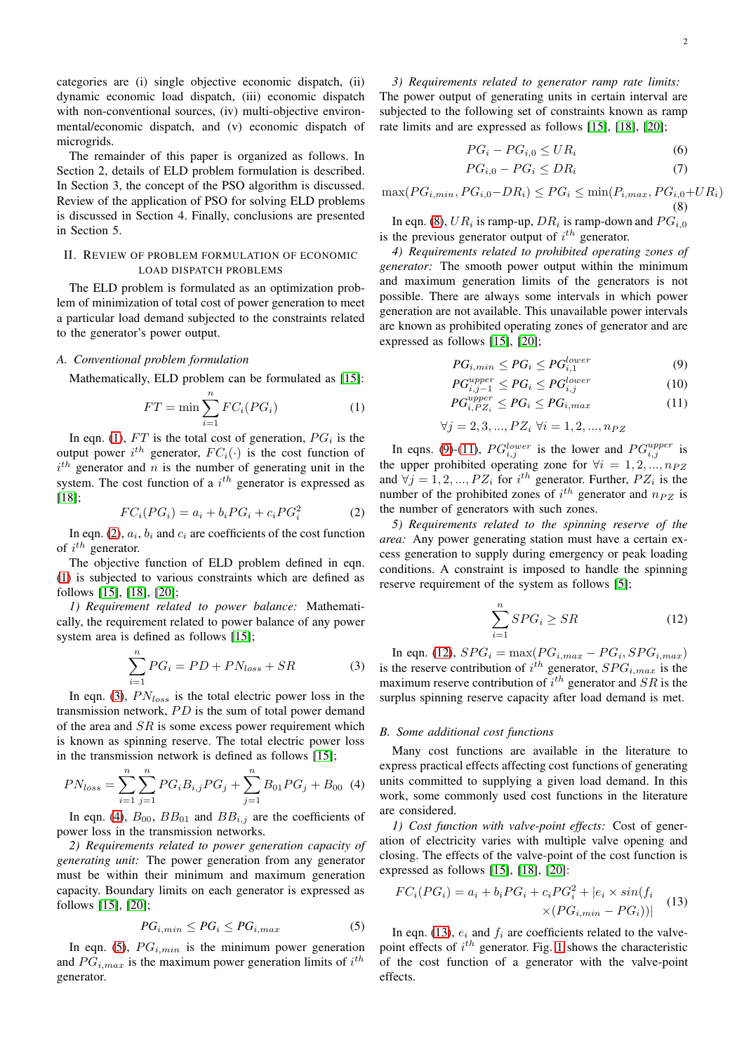categories are (i) single objective economic dispatch, (ii) dynamic economic load dispatch, (iii) economic dispatch with non-conventional sources, (iv) multi-objective environmental/economic dispatch, and (v) economic dispatch of microgrids.

The remainder of this paper is organized as follows. In Section 2, details of ELD problem formulation is described. In Section 3, the concept of the PSO algorithm is discussed. Review of the application of PSO for solving ELD problems is discussed in Section 4. Finally, conclusions are presented in Section 5.

## II. Review of Problem Formulation of Economic Load Dispatch Problems

The ELD problem is formulated as an optimization problem of minimization of total cost of power generation to meet a particular load demand subjected to the constraints related to the generator's power output.

### A. Conventional problem formulation

Mathematically, ELD problem can be formulated as [15]:

$$FT = \min \sum_{i=1}^{n} FC_i(PG_i) \tag{1}$$

In eqn. (1), $FT$ is the total cost of generation, $PG_i$ is the output power $i^{th}$ generator, $FC_i(\cdot)$ is the cost function of $i^{th}$ generator and $n$ is the number of generating unit in the system. The cost function of a $i^{th}$ generator is expressed as [18];

$$FC_i(PG_i) = a_i + b_i PG_i + c_i PG_i^2 \tag{2}$$

In eqn. (2), $a_i$, $b_i$ and $c_i$ are coefficients of the cost function of $i^{th}$ generator.

The objective function of ELD problem defined in eqn. (1) is subjected to various constraints which are defined as follows [15], [18], [20];

*1) Requirement related to power balance:* Mathematically, the requirement related to power balance of any power system area is defined as follows [15];

$$\sum_{i=1}^{n} PG_i = PD + PN_{loss} + SR \tag{3}$$

In eqn. (3), $PN_{loss}$ is the total electric power loss in the transmission network, $PD$ is the sum of total power demand of the area and $SR$ is some excess power requirement which is known as spinning reserve. The total electric power loss in the transmission network is defined as follows [15];

$$PN_{loss} = \sum_{i=1}^{n}\sum_{j=1}^{n} PG_i B_{i,j} PG_j + \sum_{j=1}^{n} B_{01} PG_j + B_{00} \tag{4}$$

In eqn. (4), $B_{00}$, $BB_{01}$ and $BB_{i,j}$ are the coefficients of power loss in the transmission networks.

*2) Requirements related to power generation capacity of generating unit:* The power generation from any generator must be within their minimum and maximum generation capacity. Boundary limits on each generator is expressed as follows [15], [20];

$$PG_{i,min} \leq PG_i \leq PG_{i,max} \tag{5}$$

In eqn. (5), $PG_{i,min}$ is the minimum power generation and $PG_{i,max}$ is the maximum power generation limits of $i^{th}$ generator.

*3) Requirements related to generator ramp rate limits:* The power output of generating units in certain interval are subjected to the following set of constraints known as ramp rate limits and are expressed as follows [15], [18], [20];

$$PG_i - PG_{i,0} \leq UR_i \tag{6}$$

$$PG_{i,0} - PG_i \leq DR_i \tag{7}$$

$$\max(PG_{i,min}, PG_{i,0} - DR_i) \leq PG_i \leq \min(P_{i,max}, PG_{i,0} + UR_i) \tag{8}$$

In eqn. (8), $UR_i$ is ramp-up, $DR_i$ is ramp-down and $PG_{i,0}$ is the previous generator output of $i^{th}$ generator.

*4) Requirements related to prohibited operating zones of generator:* The smooth power output within the minimum and maximum generation limits of the generators is not possible. There are always some intervals in which power generation are not available. This unavailable power intervals are known as prohibited operating zones of generator and are expressed as follows [15], [20];

$$PG_{i,min} \leq PG_i \leq PG_{i,1}^{lower} \tag{9}$$

$$PG_{i,j-1}^{upper} \leq PG_i \leq PG_{i,j}^{lower} \tag{10}$$

$$PG_{i,PZ_i}^{upper} \leq PG_i \leq PG_{i,max} \tag{11}$$

$$\forall j = 2, 3, ..., PZ_i \ \forall i = 1, 2, ..., n_{PZ}$$

In eqns. (9)-(11), $PG_{i,j}^{lower}$ is the lower and $PG_{i,j}^{upper}$ is the upper prohibited operating zone for $\forall i = 1, 2, ..., n_{PZ}$ and $\forall j = 1, 2, ..., PZ_i$ for $i^{th}$ generator. Further, $PZ_i$ is the number of the prohibited zones of $i^{th}$ generator and $n_{PZ}$ is the number of generators with such zones.

*5) Requirements related to the spinning reserve of the area:* Any power generating station must have a certain excess generation to supply during emergency or peak loading conditions. A constraint is imposed to handle the spinning reserve requirement of the system as follows [5];

$$\sum_{i=1}^{n} SPG_i \geq SR \tag{12}$$

In eqn. (12), $SPG_i = \max(PG_{i,max} - PG_i, SPG_{i,max})$ is the reserve contribution of $i^{th}$ generator, $SPG_{i,max}$ is the maximum reserve contribution of $i^{th}$ generator and $SR$ is the surplus spinning reserve capacity after load demand is met.

### B. Some additional cost functions

Many cost functions are available in the literature to express practical effects affecting cost functions of generating units committed to supplying a given load demand. In this work, some commonly used cost functions in the literature are considered.

*1) Cost function with valve-point effects:* Cost of generation of electricity varies with multiple valve opening and closing. The effects of the valve-point of the cost function is expressed as follows [15], [18], [20]:

$$FC_i(PG_i) = a_i + b_i PG_i + c_i PG_i^2 + |e_i \times sin(f_i \times (PG_{i,min} - PG_i))| \tag{13}$$

In eqn. (13), $e_i$ and $f_i$ are coefficients related to the valve-point effects of $i^{th}$ generator. Fig. 1 shows the characteristic of the cost function of a generator with the valve-point effects.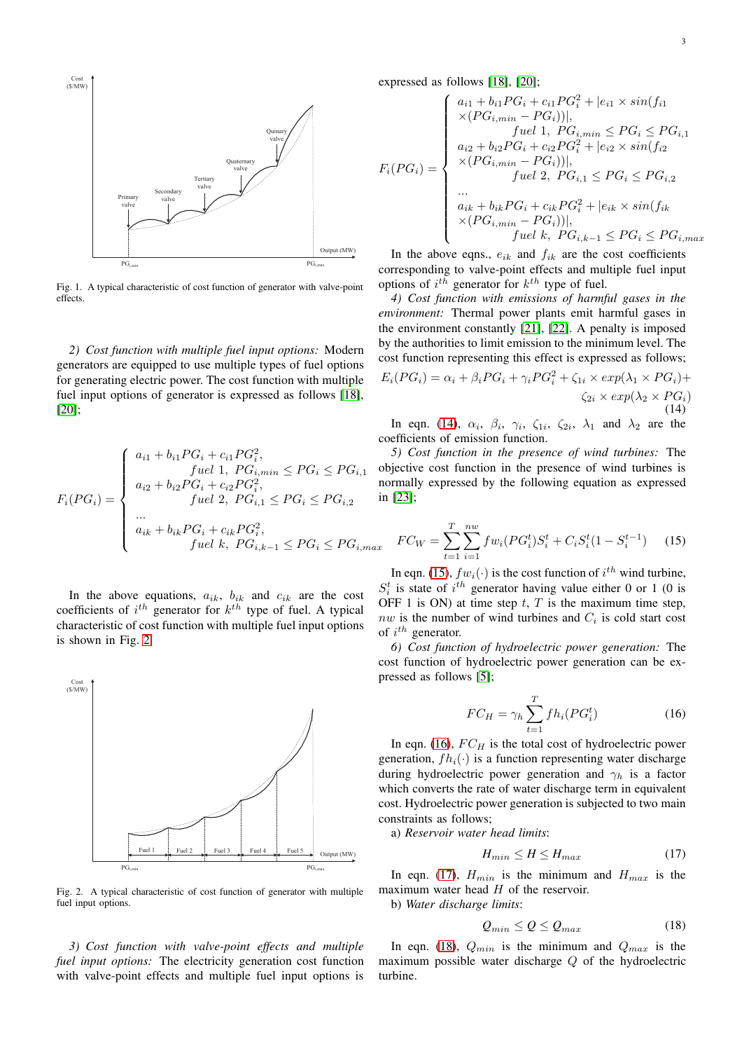Fig. 1. A typical characteristic of cost function of generator with valve-point effects.

*2) Cost function with multiple fuel input options:* Modern generators are equipped to use multiple types of fuel options for generating electric power. The cost function with multiple fuel input options of generator is expressed as follows [18], [20];

$$F_i(PG_i) = \begin{cases} a_{i1} + b_{i1}PG_i + c_{i1}PG_i^2, \\ \qquad fuel\ 1,\ PG_{i,min} \leq PG_i \leq PG_{i,1} \\ a_{i2} + b_{i2}PG_i + c_{i2}PG_i^2, \\ \qquad fuel\ 2,\ PG_{i,1} \leq PG_i \leq PG_{i,2} \\ ... \\ a_{ik} + b_{ik}PG_i + c_{ik}PG_i^2, \\ \qquad fuel\ k,\ PG_{i,k-1} \leq PG_i \leq PG_{i,max} \end{cases}$$

In the above equations, $a_{ik}$, $b_{ik}$ and $c_{ik}$ are the cost coefficients of $i^{th}$ generator for $k^{th}$ type of fuel. A typical characteristic of cost function with multiple fuel input options is shown in Fig. 2.

Fig. 2. A typical characteristic of cost function of generator with multiple fuel input options.

*3) Cost function with valve-point effects and multiple fuel input options:* The electricity generation cost function with valve-point effects and multiple fuel input options is expressed as follows [18], [20];

$$F_i(PG_i) = \begin{cases} a_{i1} + b_{i1}PG_i + c_{i1}PG_i^2 + |e_{i1} \times sin(f_{i1} \\ \times (PG_{i,min} - PG_i))|, \\ \qquad fuel\ 1,\ PG_{i,min} \leq PG_i \leq PG_{i,1} \\ a_{i2} + b_{i2}PG_i + c_{i2}PG_i^2 + |e_{i2} \times sin(f_{i2} \\ \times (PG_{i,min} - PG_i))|, \\ \qquad fuel\ 2,\ PG_{i,1} \leq PG_i \leq PG_{i,2} \\ ... \\ a_{ik} + b_{ik}PG_i + c_{ik}PG_i^2 + |e_{ik} \times sin(f_{ik} \\ \times (PG_{i,min} - PG_i))|, \\ \qquad fuel\ k,\ PG_{i,k-1} \leq PG_i \leq PG_{i,max} \end{cases}$$

In the above eqns., $e_{ik}$ and $f_{ik}$ are the cost coefficients corresponding to valve-point effects and multiple fuel input options of $i^{th}$ generator for $k^{th}$ type of fuel.

*4) Cost function with emissions of harmful gases in the environment:* Thermal power plants emit harmful gases in the environment constantly [21], [22]. A penalty is imposed by the authorities to limit emission to the minimum level. The cost function representing this effect is expressed as follows;

$$E_i(PG_i) = \alpha_i + \beta_i PG_i + \gamma_i PG_i^2 + \zeta_{1i} \times exp(\lambda_1 \times PG_i) + \zeta_{2i} \times exp(\lambda_2 \times PG_i) \tag{14}$$

In eqn. (14), $\alpha_i$, $\beta_i$, $\gamma_i$, $\zeta_{1i}$, $\zeta_{2i}$, $\lambda_1$ and $\lambda_2$ are the coefficients of emission function.

*5) Cost function in the presence of wind turbines:* The objective cost function in the presence of wind turbines is normally expressed by the following equation as expressed in [23];

$$FC_W = \sum_{t=1}^{T} \sum_{i=1}^{nw} fw_i(PG_i^t)S_i^t + C_i S_i^t(1 - S_i^{t-1}) \tag{15}$$

In eqn. (15), $fw_i(\cdot)$ is the cost function of $i^{th}$ wind turbine, $S_i^t$ is state of $i^{th}$ generator having value either 0 or 1 (0 is OFF 1 is ON) at time step $t$, $T$ is the maximum time step, $nw$ is the number of wind turbines and $C_i$ is cold start cost of $i^{th}$ generator.

*6) Cost function of hydroelectric power generation:* The cost function of hydroelectric power generation can be expressed as follows [5];

$$FC_H = \gamma_h \sum_{t=1}^{T} fh_i(PG_i^t) \tag{16}$$

In eqn. (16), $FC_H$ is the total cost of hydroelectric power generation, $fh_i(\cdot)$ is a function representing water discharge during hydroelectric power generation and $\gamma_h$ is a factor which converts the rate of water discharge term in equivalent cost. Hydroelectric power generation is subjected to two main constraints as follows;

a) *Reservoir water head limits*:

$$H_{min} \leq H \leq H_{max} \tag{17}$$

In eqn. (17), $H_{min}$ is the minimum and $H_{max}$ is the maximum water head $H$ of the reservoir.

b) *Water discharge limits*:

$$Q_{min} \leq Q \leq Q_{max} \tag{18}$$

In eqn. (18), $Q_{min}$ is the minimum and $Q_{max}$ is the maximum possible water discharge $Q$ of the hydroelectric turbine.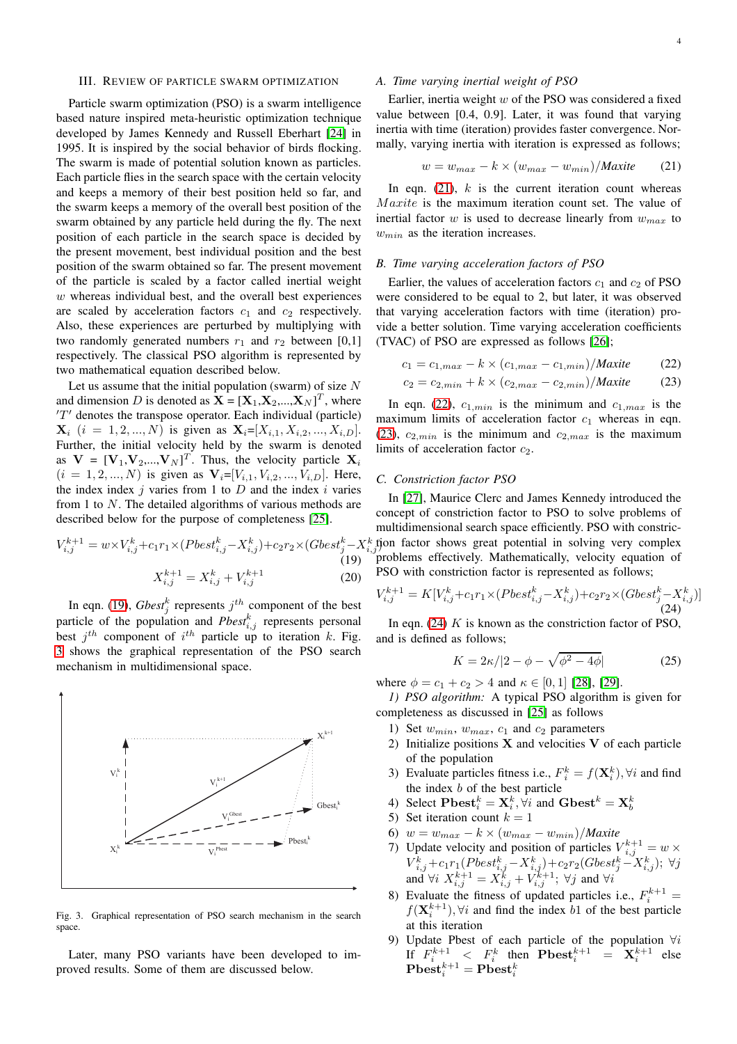## III. Review of Particle Swarm Optimization

Particle swarm optimization (PSO) is a swarm intelligence based nature inspired meta-heuristic optimization technique developed by James Kennedy and Russell Eberhart [24] in 1995. It is inspired by the social behavior of birds flocking. The swarm is made of potential solution known as particles. Each particle flies in the search space with the certain velocity and keeps a memory of their best position held so far, and the swarm keeps a memory of the overall best position of the swarm obtained by any particle held during the fly. The next position of each particle in the search space is decided by the present movement, best individual position and the best position of the swarm obtained so far. The present movement of the particle is scaled by a factor called inertial weight $w$ whereas individual best, and the overall best experiences are scaled by acceleration factors $c_1$ and $c_2$ respectively. Also, these experiences are perturbed by multiplying with two randomly generated numbers $r_1$ and $r_2$ between [0,1] respectively. The classical PSO algorithm is represented by two mathematical equation described below.

Let us assume that the initial population (swarm) of size $N$ and dimension $D$ is denoted as $\mathbf{X} = [\mathbf{X}_1, \mathbf{X}_2, ..., \mathbf{X}_N]^T$, where $'T'$ denotes the transpose operator. Each individual (particle) $\mathbf{X}_i$ $(i = 1, 2, ..., N)$ is given as $\mathbf{X}_i = [X_{i,1}, X_{i,2}, ..., X_{i,D}]$. Further, the initial velocity held by the swarm is denoted as $\mathbf{V} = [\mathbf{V}_1, \mathbf{V}_2, ..., \mathbf{V}_N]^T$. Thus, the velocity particle $\mathbf{X}_i$ $(i = 1, 2, ..., N)$ is given as $\mathbf{V}_i = [V_{i,1}, V_{i,2}, ..., V_{i,D}]$. Here, the index index $j$ varies from 1 to $D$ and the index $i$ varies from 1 to $N$. The detailed algorithms of various methods are described below for the purpose of completeness [25].

$$V_{i,j}^{k+1} = w \times V_{i,j}^{k} + c_1 r_1 \times (Pbest_{i,j}^{k} - X_{i,j}^{k}) + c_2 r_2 \times (Gbest_{j}^{k} - X_{i,j}^{k}) \tag{19}$$

$$X_{i,j}^{k+1} = X_{i,j}^{k} + V_{i,j}^{k+1} \tag{20}$$

In eqn. (19), $Gbest_j^k$ represents $j^{th}$ component of the best particle of the population and $Pbest_{i,j}^k$ represents personal best $j^{th}$ component of $i^{th}$ particle up to iteration $k$. Fig. 3 shows the graphical representation of the PSO search mechanism in multidimensional space.

Fig. 3. Graphical representation of PSO search mechanism in the search space.

Later, many PSO variants have been developed to improved results. Some of them are discussed below.

### A. Time varying inertial weight of PSO

Earlier, inertia weight $w$ of the PSO was considered a fixed value between [0.4, 0.9]. Later, it was found that varying inertia with time (iteration) provides faster convergence. Normally, varying inertia with iteration is expressed as follows;

$$w = w_{max} - k \times (w_{max} - w_{min}) / \mathit{Maxite} \tag{21}$$

In eqn. (21), $k$ is the current iteration count whereas $Maxite$ is the maximum iteration count set. The value of inertial factor $w$ is used to decrease linearly from $w_{max}$ to $w_{min}$ as the iteration increases.

### B. Time varying acceleration factors of PSO

Earlier, the values of acceleration factors $c_1$ and $c_2$ of PSO were considered to be equal to 2, but later, it was observed that varying acceleration factors with time (iteration) provide a better solution. Time varying acceleration coefficients (TVAC) of PSO are expressed as follows [26];

$$c_1 = c_{1,max} - k \times (c_{1,max} - c_{1,min}) / \mathit{Maxite} \tag{22}$$

$$c_2 = c_{2,min} + k \times (c_{2,max} - c_{2,min}) / \mathit{Maxite} \tag{23}$$

In eqn. (22), $c_{1,min}$ is the minimum and $c_{1,max}$ is the maximum limits of acceleration factor $c_1$ whereas in eqn. (23), $c_{2,min}$ is the minimum and $c_{2,max}$ is the maximum limits of acceleration factor $c_2$.

### C. Constriction factor PSO

In [27], Maurice Clerc and James Kennedy introduced the concept of constriction factor to PSO to solve problems of multidimensional search space efficiently. PSO with constriction factor shows great potential in solving very complex problems effectively. Mathematically, velocity equation of PSO with constriction factor is represented as follows;

$$V_{i,j}^{k+1} = K[V_{i,j}^{k} + c_1 r_1 \times (Pbest_{i,j}^{k} - X_{i,j}^{k}) + c_2 r_2 \times (Gbest_{j}^{k} - X_{i,j}^{k})] \tag{24}$$

In eqn. (24) $K$ is known as the constriction factor of PSO, and is defined as follows;

$$K = 2\kappa / |2 - \phi - \sqrt{\phi^2 - 4\phi}| \tag{25}$$

where $\phi = c_1 + c_2 > 4$ and $\kappa \in [0, 1]$ [28], [29].

*1) PSO algorithm:* A typical PSO algorithm is given for completeness as discussed in [25] as follows

1. Set $w_{min}$, $w_{max}$, $c_1$ and $c_2$ parameters
2. Initialize positions $\mathbf{X}$ and velocities $\mathbf{V}$ of each particle of the population
3. Evaluate particles fitness i.e., $F_i^k = f(\mathbf{X}_i^k), \forall i$ and find the index $b$ of the best particle
4. Select $\mathbf{Pbest}_i^k = \mathbf{X}_i^k, \forall i$ and $\mathbf{Gbest}^k = \mathbf{X}_b^k$
5. Set iteration count $k = 1$
6. $w = w_{max} - k \times (w_{max} - w_{min}) / \mathit{Maxite}$
7. Update velocity and position of particles $V_{i,j}^{k+1} = w \times V_{i,j}^{k} + c_1 r_1 (Pbest_{i,j}^{k} - X_{i,j}^{k}) + c_2 r_2 (Gbest_{j}^{k} - X_{i,j}^{k})$; $\forall j$ and $\forall i$ $X_{i,j}^{k+1} = X_{i,j}^{k} + V_{i,j}^{k+1}$; $\forall j$ and $\forall i$
8. Evaluate the fitness of updated particles i.e., $F_i^{k+1} = f(\mathbf{X}_i^{k+1}), \forall i$ and find the index $b1$ of the best particle at this iteration
9. Update Pbest of each particle of the population $\forall i$ If $F_i^{k+1} < F_i^k$ then $\mathbf{Pbest}_i^{k+1} = \mathbf{X}_i^{k+1}$ else $\mathbf{Pbest}_i^{k+1} = \mathbf{Pbest}_i^k$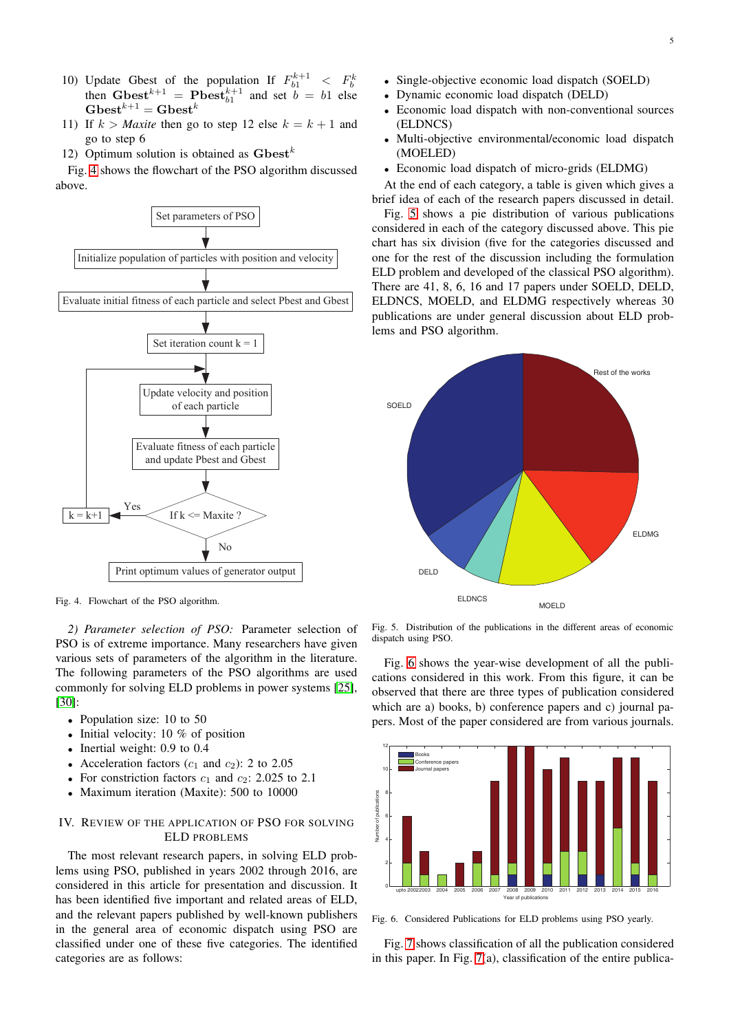10) Update Gbest of the population If $F_{b1}^{k+1} < F_b^k$ then $\mathbf{Gbest}^{k+1} = \mathbf{Pbest}_{b1}^{k+1}$ and set $b = b1$ else $\mathbf{Gbest}^{k+1} = \mathbf{Gbest}^k$
11) If $k > Maxite$ then go to step 12 else $k = k + 1$ and go to step 6
12) Optimum solution is obtained as $\mathbf{Gbest}^k$

Fig. 4 shows the flowchart of the PSO algorithm discussed above.

Fig. 4. Flowchart of the PSO algorithm.

*2) Parameter selection of PSO:* Parameter selection of PSO is of extreme importance. Many researchers have given various sets of parameters of the algorithm in the literature. The following parameters of the PSO algorithms are used commonly for solving ELD problems in power systems [25], [30]:

- Population size: 10 to 50
- Initial velocity: 10 % of position
- Inertial weight: 0.9 to 0.4
- Acceleration factors ($c_1$ and $c_2$): 2 to 2.05
- For constriction factors $c_1$ and $c_2$: 2.025 to 2.1
- Maximum iteration (Maxite): 500 to 10000

## IV. Review of the application of PSO for solving ELD problems

The most relevant research papers, in solving ELD problems using PSO, published in years 2002 through 2016, are considered in this article for presentation and discussion. It has been identified five important and related areas of ELD, and the relevant papers published by well-known publishers in the general area of economic dispatch using PSO are classified under one of these five categories. The identified categories are as follows:

- Single-objective economic load dispatch (SOELD)
- Dynamic economic load dispatch (DELD)
- Economic load dispatch with non-conventional sources (ELDNCS)
- Multi-objective environmental/economic load dispatch (MOELED)
- Economic load dispatch of micro-grids (ELDMG)

At the end of each category, a table is given which gives a brief idea of each of the research papers discussed in detail.

Fig. 5 shows a pie distribution of various publications considered in each of the category discussed above. This pie chart has six division (five for the categories discussed and one for the rest of the discussion including the formulation ELD problem and developed of the classical PSO algorithm). There are 41, 8, 6, 16 and 17 papers under SOELD, DELD, ELDNCS, MOELD, and ELDMG respectively whereas 30 publications are under general discussion about ELD problems and PSO algorithm.

Fig. 5. Distribution of the publications in the different areas of economic dispatch using PSO.

Fig. 6 shows the year-wise development of all the publications considered in this work. From this figure, it can be observed that there are three types of publication considered which are a) books, b) conference papers and c) journal papers. Most of the paper considered are from various journals.

Fig. 6. Considered Publications for ELD problems using PSO yearly.

Fig. 7 shows classification of all the publication considered in this paper. In Fig. 7(a), classification of the entire publica-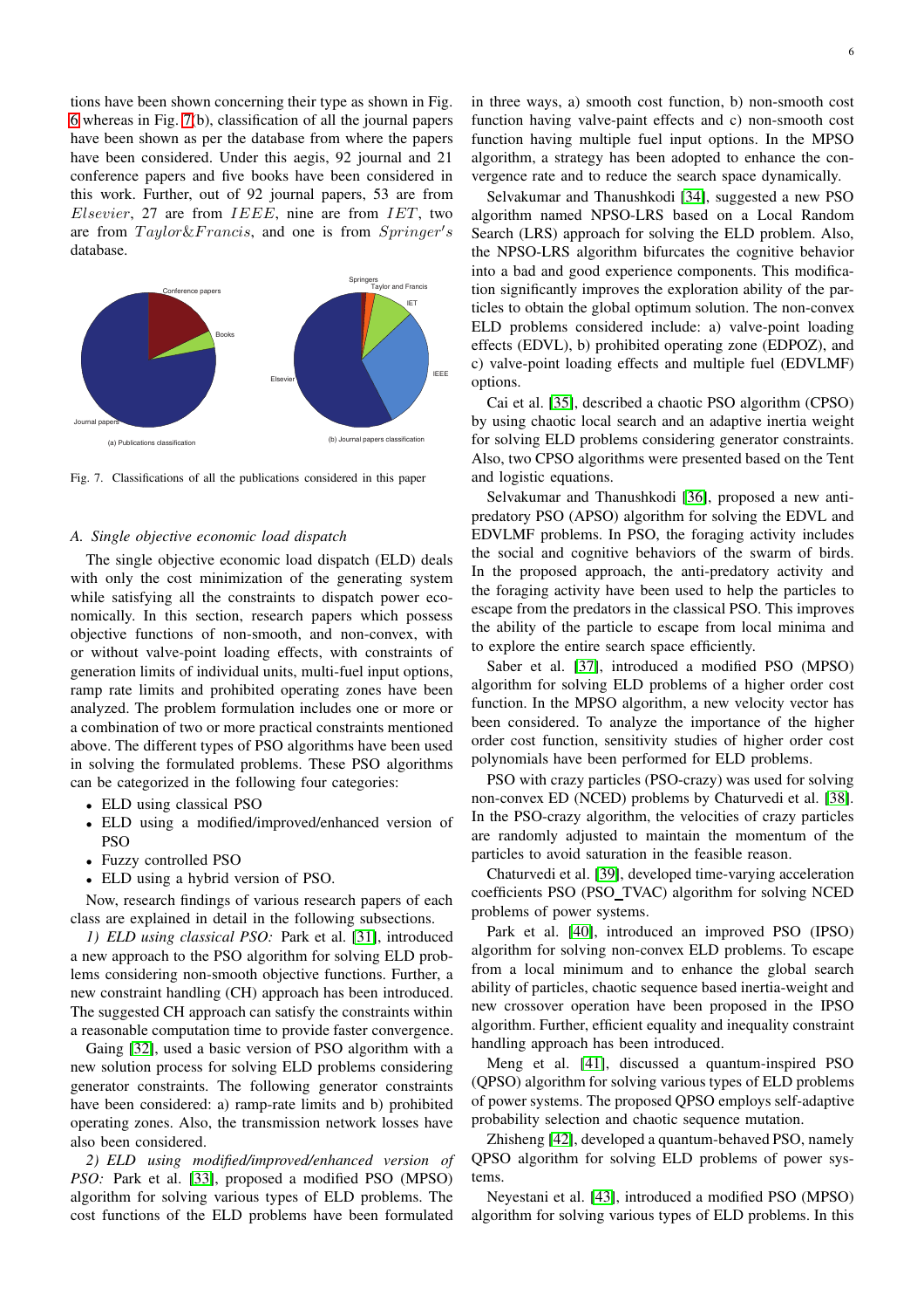tions have been shown concerning their type as shown in Fig. 6 whereas in Fig. 7(b), classification of all the journal papers have been shown as per the database from where the papers have been considered. Under this aegis, 92 journal and 21 conference papers and five books have been considered in this work. Further, out of 92 journal papers, 53 are from *Elsevier*, 27 are from *IEEE*, nine are from *IET*, two are from *Taylor&Francis*, and one is from *Springer's* database.

Fig. 7. Classifications of all the publications considered in this paper

### A. Single objective economic load dispatch

The single objective economic load dispatch (ELD) deals with only the cost minimization of the generating system while satisfying all the constraints to dispatch power economically. In this section, research papers which possess objective functions of non-smooth, and non-convex, with or without valve-point loading effects, with constraints of generation limits of individual units, multi-fuel input options, ramp rate limits and prohibited operating zones have been analyzed. The problem formulation includes one or more or a combination of two or more practical constraints mentioned above. The different types of PSO algorithms have been used in solving the formulated problems. These PSO algorithms can be categorized in the following four categories:

- ELD using classical PSO
- ELD using a modified/improved/enhanced version of PSO
- Fuzzy controlled PSO
- ELD using a hybrid version of PSO.

Now, research findings of various research papers of each class are explained in detail in the following subsections.

*1) ELD using classical PSO:* Park et al. [31], introduced a new approach to the PSO algorithm for solving ELD problems considering non-smooth objective functions. Further, a new constraint handling (CH) approach has been introduced. The suggested CH approach can satisfy the constraints within a reasonable computation time to provide faster convergence.

Gaing [32], used a basic version of PSO algorithm with a new solution process for solving ELD problems considering generator constraints. The following generator constraints have been considered: a) ramp-rate limits and b) prohibited operating zones. Also, the transmission network losses have also been considered.

*2) ELD using modified/improved/enhanced version of PSO:* Park et al. [33], proposed a modified PSO (MPSO) algorithm for solving various types of ELD problems. The cost functions of the ELD problems have been formulated in three ways, a) smooth cost function, b) non-smooth cost function having valve-paint effects and c) non-smooth cost function having multiple fuel input options. In the MPSO algorithm, a strategy has been adopted to enhance the convergence rate and to reduce the search space dynamically.

Selvakumar and Thanushkodi [34], suggested a new PSO algorithm named NPSO-LRS based on a Local Random Search (LRS) approach for solving the ELD problem. Also, the NPSO-LRS algorithm bifurcates the cognitive behavior into a bad and good experience components. This modification significantly improves the exploration ability of the particles to obtain the global optimum solution. The non-convex ELD problems considered include: a) valve-point loading effects (EDVL), b) prohibited operating zone (EDPOZ), and c) valve-point loading effects and multiple fuel (EDVLMF) options.

Cai et al. [35], described a chaotic PSO algorithm (CPSO) by using chaotic local search and an adaptive inertia weight for solving ELD problems considering generator constraints. Also, two CPSO algorithms were presented based on the Tent and logistic equations.

Selvakumar and Thanushkodi [36], proposed a new anti-predatory PSO (APSO) algorithm for solving the EDVL and EDVLMF problems. In PSO, the foraging activity includes the social and cognitive behaviors of the swarm of birds. In the proposed approach, the anti-predatory activity and the foraging activity have been used to help the particles to escape from the predators in the classical PSO. This improves the ability of the particle to escape from local minima and to explore the entire search space efficiently.

Saber et al. [37], introduced a modified PSO (MPSO) algorithm for solving ELD problems of a higher order cost function. In the MPSO algorithm, a new velocity vector has been considered. To analyze the importance of the higher order cost function, sensitivity studies of higher order cost polynomials have been performed for ELD problems.

PSO with crazy particles (PSO-crazy) was used for solving non-convex ED (NCED) problems by Chaturvedi et al. [38]. In the PSO-crazy algorithm, the velocities of crazy particles are randomly adjusted to maintain the momentum of the particles to avoid saturation in the feasible reason.

Chaturvedi et al. [39], developed time-varying acceleration coefficients PSO (PSO_TVAC) algorithm for solving NCED problems of power systems.

Park et al. [40], introduced an improved PSO (IPSO) algorithm for solving non-convex ELD problems. To escape from a local minimum and to enhance the global search ability of particles, chaotic sequence based inertia-weight and new crossover operation have been proposed in the IPSO algorithm. Further, efficient equality and inequality constraint handling approach has been introduced.

Meng et al. [41], discussed a quantum-inspired PSO (QPSO) algorithm for solving various types of ELD problems of power systems. The proposed QPSO employs self-adaptive probability selection and chaotic sequence mutation.

Zhisheng [42], developed a quantum-behaved PSO, namely QPSO algorithm for solving ELD problems of power systems.

Neyestani et al. [43], introduced a modified PSO (MPSO) algorithm for solving various types of ELD problems. In this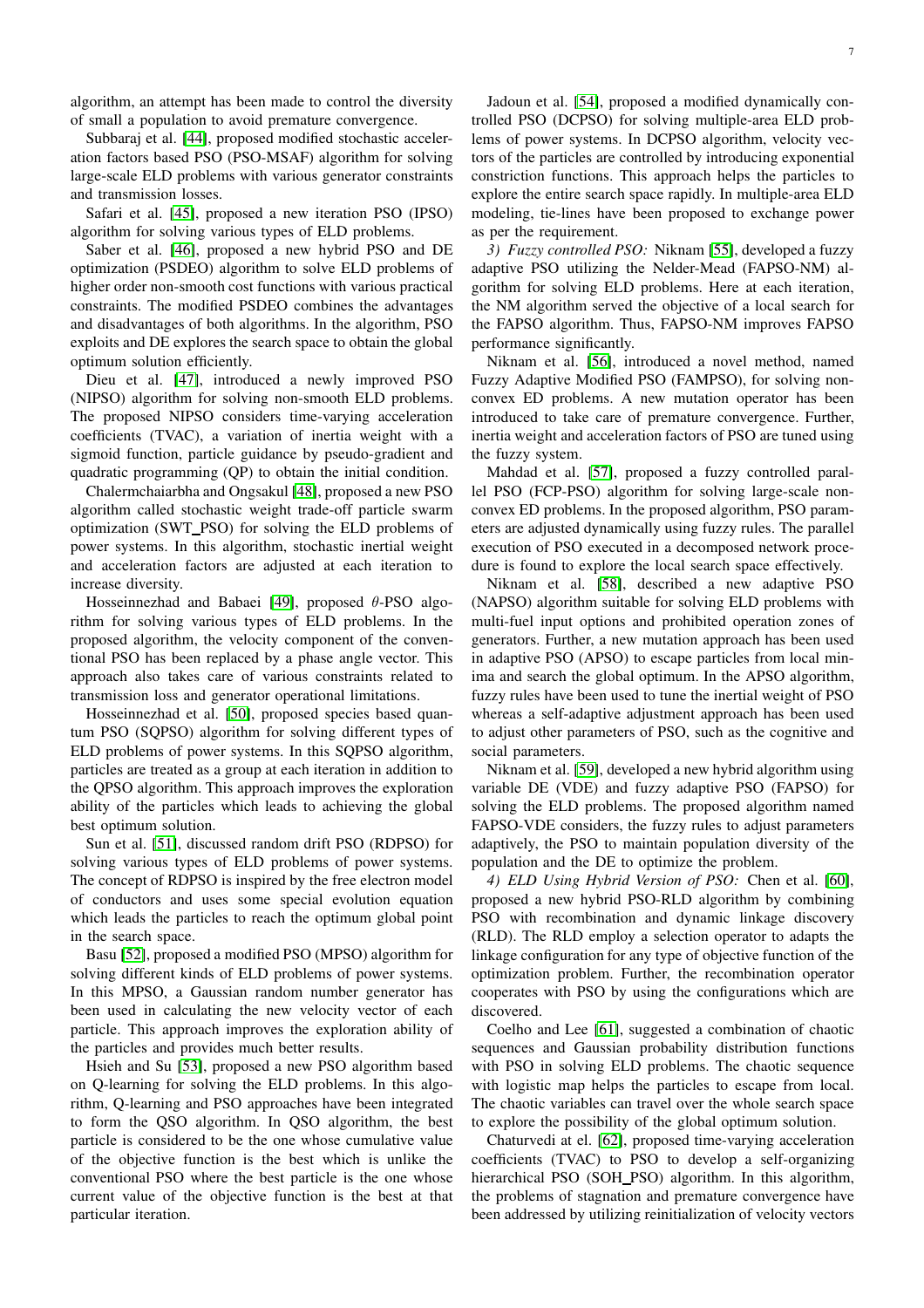algorithm, an attempt has been made to control the diversity of small a population to avoid premature convergence.

Subbaraj et al. [44], proposed modified stochastic acceleration factors based PSO (PSO-MSAF) algorithm for solving large-scale ELD problems with various generator constraints and transmission losses.

Safari et al. [45], proposed a new iteration PSO (IPSO) algorithm for solving various types of ELD problems.

Saber et al. [46], proposed a new hybrid PSO and DE optimization (PSDEO) algorithm to solve ELD problems of higher order non-smooth cost functions with various practical constraints. The modified PSDEO combines the advantages and disadvantages of both algorithms. In the algorithm, PSO exploits and DE explores the search space to obtain the global optimum solution efficiently.

Dieu et al. [47], introduced a newly improved PSO (NIPSO) algorithm for solving non-smooth ELD problems. The proposed NIPSO considers time-varying acceleration coefficients (TVAC), a variation of inertia weight with a sigmoid function, particle guidance by pseudo-gradient and quadratic programming (QP) to obtain the initial condition.

Chalermchaiarbha and Ongsakul [48], proposed a new PSO algorithm called stochastic weight trade-off particle swarm optimization (SWT_PSO) for solving the ELD problems of power systems. In this algorithm, stochastic inertial weight and acceleration factors are adjusted at each iteration to increase diversity.

Hosseinnezhad and Babaei [49], proposed $\theta$-PSO algorithm for solving various types of ELD problems. In the proposed algorithm, the velocity component of the conventional PSO has been replaced by a phase angle vector. This approach also takes care of various constraints related to transmission loss and generator operational limitations.

Hosseinnezhad et al. [50], proposed species based quantum PSO (SQPSO) algorithm for solving different types of ELD problems of power systems. In this SQPSO algorithm, particles are treated as a group at each iteration in addition to the QPSO algorithm. This approach improves the exploration ability of the particles which leads to achieving the global best optimum solution.

Sun et al. [51], discussed random drift PSO (RDPSO) for solving various types of ELD problems of power systems. The concept of RDPSO is inspired by the free electron model of conductors and uses some special evolution equation which leads the particles to reach the optimum global point in the search space.

Basu [52], proposed a modified PSO (MPSO) algorithm for solving different kinds of ELD problems of power systems. In this MPSO, a Gaussian random number generator has been used in calculating the new velocity vector of each particle. This approach improves the exploration ability of the particles and provides much better results.

Hsieh and Su [53], proposed a new PSO algorithm based on Q-learning for solving the ELD problems. In this algorithm, Q-learning and PSO approaches have been integrated to form the QSO algorithm. In QSO algorithm, the best particle is considered to be the one whose cumulative value of the objective function is the best which is unlike the conventional PSO where the best particle is the one whose current value of the objective function is the best at that particular iteration.

Jadoun et al. [54], proposed a modified dynamically controlled PSO (DCPSO) for solving multiple-area ELD problems of power systems. In DCPSO algorithm, velocity vectors of the particles are controlled by introducing exponential constriction functions. This approach helps the particles to explore the entire search space rapidly. In multiple-area ELD modeling, tie-lines have been proposed to exchange power as per the requirement.

*3) Fuzzy controlled PSO:* Niknam [55], developed a fuzzy adaptive PSO utilizing the Nelder-Mead (FAPSO-NM) algorithm for solving ELD problems. Here at each iteration, the NM algorithm served the objective of a local search for the FAPSO algorithm. Thus, FAPSO-NM improves FAPSO performance significantly.

Niknam et al. [56], introduced a novel method, named Fuzzy Adaptive Modified PSO (FAMPSO), for solving nonconvex ED problems. A new mutation operator has been introduced to take care of premature convergence. Further, inertia weight and acceleration factors of PSO are tuned using the fuzzy system.

Mahdad et al. [57], proposed a fuzzy controlled parallel PSO (FCP-PSO) algorithm for solving large-scale nonconvex ED problems. In the proposed algorithm, PSO parameters are adjusted dynamically using fuzzy rules. The parallel execution of PSO executed in a decomposed network procedure is found to explore the local search space effectively.

Niknam et al. [58], described a new adaptive PSO (NAPSO) algorithm suitable for solving ELD problems with multi-fuel input options and prohibited operation zones of generators. Further, a new mutation approach has been used in adaptive PSO (APSO) to escape particles from local minima and search the global optimum. In the APSO algorithm, fuzzy rules have been used to tune the inertial weight of PSO whereas a self-adaptive adjustment approach has been used to adjust other parameters of PSO, such as the cognitive and social parameters.

Niknam et al. [59], developed a new hybrid algorithm using variable DE (VDE) and fuzzy adaptive PSO (FAPSO) for solving the ELD problems. The proposed algorithm named FAPSO-VDE considers, the fuzzy rules to adjust parameters adaptively, the PSO to maintain population diversity of the population and the DE to optimize the problem.

*4) ELD Using Hybrid Version of PSO:* Chen et al. [60], proposed a new hybrid PSO-RLD algorithm by combining PSO with recombination and dynamic linkage discovery (RLD). The RLD employ a selection operator to adapts the linkage configuration for any type of objective function of the optimization problem. Further, the recombination operator cooperates with PSO by using the configurations which are discovered.

Coelho and Lee [61], suggested a combination of chaotic sequences and Gaussian probability distribution functions with PSO in solving ELD problems. The chaotic sequence with logistic map helps the particles to escape from local. The chaotic variables can travel over the whole search space to explore the possibility of the global optimum solution.

Chaturvedi at el. [62], proposed time-varying acceleration coefficients (TVAC) to PSO to develop a self-organizing hierarchical PSO (SOH_PSO) algorithm. In this algorithm, the problems of stagnation and premature convergence have been addressed by utilizing reinitialization of velocity vectors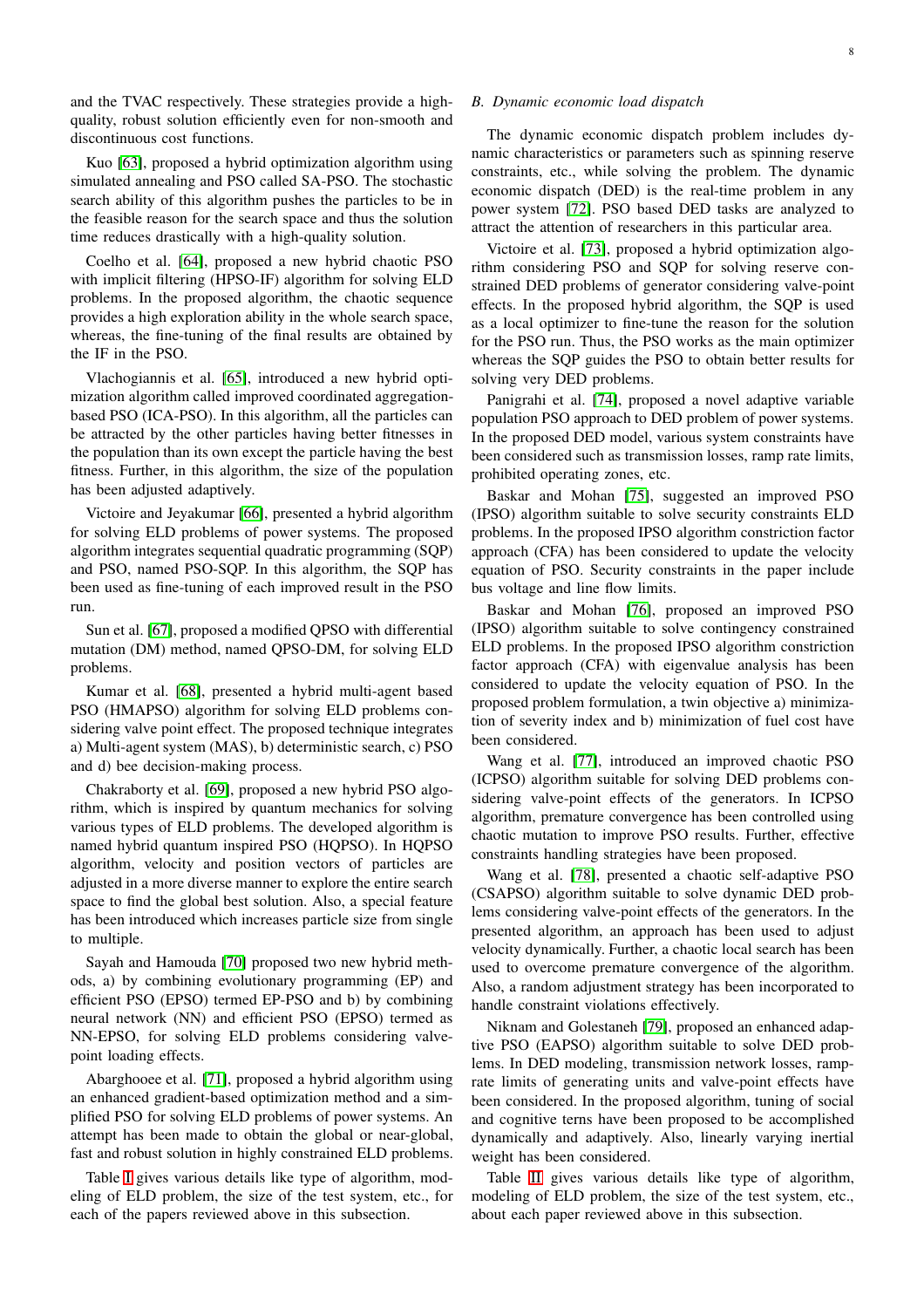and the TVAC respectively. These strategies provide a high-quality, robust solution efficiently even for non-smooth and discontinuous cost functions.

Kuo [63], proposed a hybrid optimization algorithm using simulated annealing and PSO called SA-PSO. The stochastic search ability of this algorithm pushes the particles to be in the feasible reason for the search space and thus the solution time reduces drastically with a high-quality solution.

Coelho et al. [64], proposed a new hybrid chaotic PSO with implicit filtering (HPSO-IF) algorithm for solving ELD problems. In the proposed algorithm, the chaotic sequence provides a high exploration ability in the whole search space, whereas, the fine-tuning of the final results are obtained by the IF in the PSO.

Vlachogiannis et al. [65], introduced a new hybrid optimization algorithm called improved coordinated aggregation-based PSO (ICA-PSO). In this algorithm, all the particles can be attracted by the other particles having better fitnesses in the population than its own except the particle having the best fitness. Further, in this algorithm, the size of the population has been adjusted adaptively.

Victoire and Jeyakumar [66], presented a hybrid algorithm for solving ELD problems of power systems. The proposed algorithm integrates sequential quadratic programming (SQP) and PSO, named PSO-SQP. In this algorithm, the SQP has been used as fine-tuning of each improved result in the PSO run.

Sun et al. [67], proposed a modified QPSO with differential mutation (DM) method, named QPSO-DM, for solving ELD problems.

Kumar et al. [68], presented a hybrid multi-agent based PSO (HMAPSO) algorithm for solving ELD problems considering valve point effect. The proposed technique integrates a) Multi-agent system (MAS), b) deterministic search, c) PSO and d) bee decision-making process.

Chakraborty et al. [69], proposed a new hybrid PSO algorithm, which is inspired by quantum mechanics for solving various types of ELD problems. The developed algorithm is named hybrid quantum inspired PSO (HQPSO). In HQPSO algorithm, velocity and position vectors of particles are adjusted in a more diverse manner to explore the entire search space to find the global best solution. Also, a special feature has been introduced which increases particle size from single to multiple.

Sayah and Hamouda [70] proposed two new hybrid methods, a) by combining evolutionary programming (EP) and efficient PSO (EPSO) termed EP-PSO and b) by combining neural network (NN) and efficient PSO (EPSO) termed as NN-EPSO, for solving ELD problems considering valve-point loading effects.

Abarghooee et al. [71], proposed a hybrid algorithm using an enhanced gradient-based optimization method and a simplified PSO for solving ELD problems of power systems. An attempt has been made to obtain the global or near-global, fast and robust solution in highly constrained ELD problems.

Table I gives various details like type of algorithm, modeling of ELD problem, the size of the test system, etc., for each of the papers reviewed above in this subsection.

### *B. Dynamic economic load dispatch*

The dynamic economic dispatch problem includes dynamic characteristics or parameters such as spinning reserve constraints, etc., while solving the problem. The dynamic economic dispatch (DED) is the real-time problem in any power system [72]. PSO based DED tasks are analyzed to attract the attention of researchers in this particular area.

Victoire et al. [73], proposed a hybrid optimization algorithm considering PSO and SQP for solving reserve constrained DED problems of generator considering valve-point effects. In the proposed hybrid algorithm, the SQP is used as a local optimizer to fine-tune the reason for the solution for the PSO run. Thus, the PSO works as the main optimizer whereas the SQP guides the PSO to obtain better results for solving very DED problems.

Panigrahi et al. [74], proposed a novel adaptive variable population PSO approach to DED problem of power systems. In the proposed DED model, various system constraints have been considered such as transmission losses, ramp rate limits, prohibited operating zones, etc.

Baskar and Mohan [75], suggested an improved PSO (IPSO) algorithm suitable to solve security constraints ELD problems. In the proposed IPSO algorithm constriction factor approach (CFA) has been considered to update the velocity equation of PSO. Security constraints in the paper include bus voltage and line flow limits.

Baskar and Mohan [76], proposed an improved PSO (IPSO) algorithm suitable to solve contingency constrained ELD problems. In the proposed IPSO algorithm constriction factor approach (CFA) with eigenvalue analysis has been considered to update the velocity equation of PSO. In the proposed problem formulation, a twin objective a) minimization of severity index and b) minimization of fuel cost have been considered.

Wang et al. [77], introduced an improved chaotic PSO (ICPSO) algorithm suitable for solving DED problems considering valve-point effects of the generators. In ICPSO algorithm, premature convergence has been controlled using chaotic mutation to improve PSO results. Further, effective constraints handling strategies have been proposed.

Wang et al. [78], presented a chaotic self-adaptive PSO (CSAPSO) algorithm suitable to solve dynamic DED problems considering valve-point effects of the generators. In the presented algorithm, an approach has been used to adjust velocity dynamically. Further, a chaotic local search has been used to overcome premature convergence of the algorithm. Also, a random adjustment strategy has been incorporated to handle constraint violations effectively.

Niknam and Golestaneh [79], proposed an enhanced adaptive PSO (EAPSO) algorithm suitable to solve DED problems. In DED modeling, transmission network losses, ramp-rate limits of generating units and valve-point effects have been considered. In the proposed algorithm, tuning of social and cognitive terns have been proposed to be accomplished dynamically and adaptively. Also, linearly varying inertial weight has been considered.

Table II gives various details like type of algorithm, modeling of ELD problem, the size of the test system, etc., about each paper reviewed above in this subsection.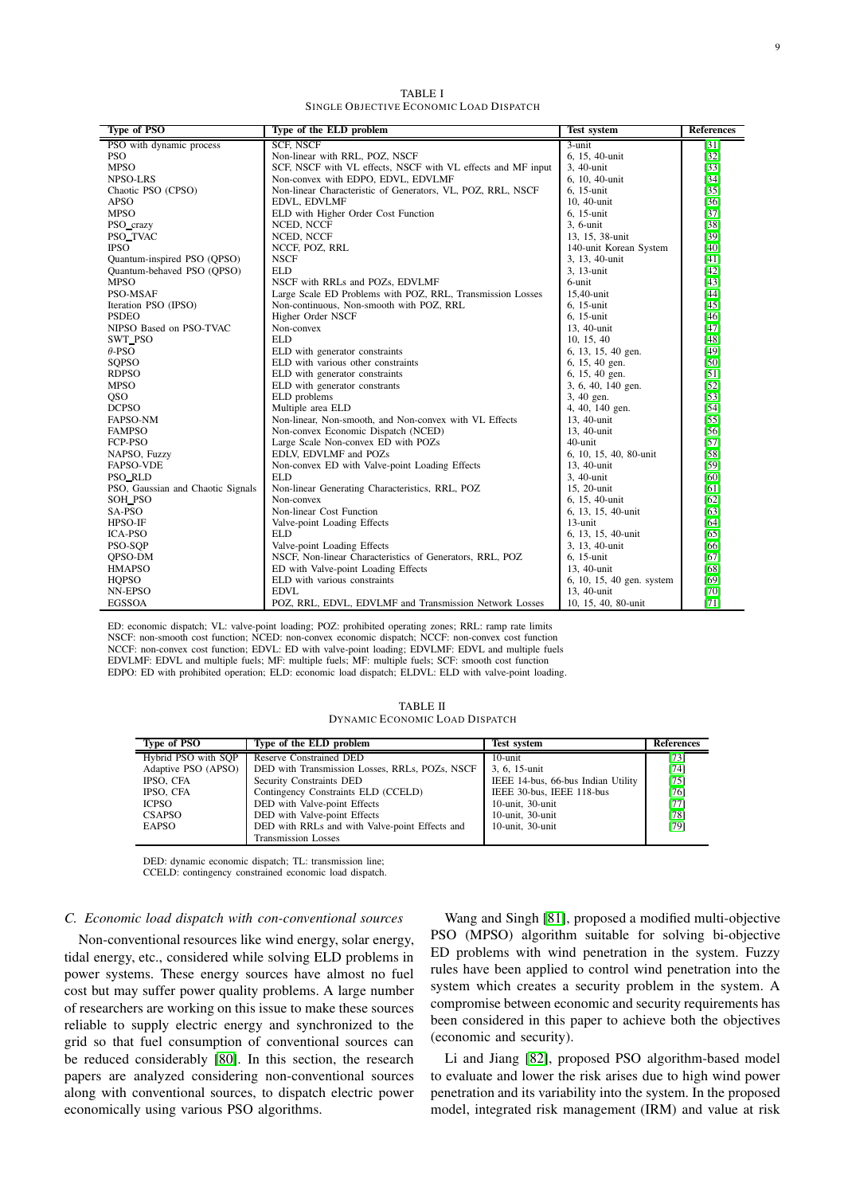TABLE I
SINGLE OBJECTIVE ECONOMIC LOAD DISPATCH

| Type of PSO | Type of the ELD problem | Test system | References |
|---|---|---|---|
| PSO with dynamic process | SCF, NSCF | 3-unit | [31] |
| PSO | Non-linear with RRL, POZ, NSCF | 6, 15, 40-unit | [32] |
| MPSO | SCF, NSCF with VL effects, NSCF with VL effects and MF input | 3, 40-unit | [33] |
| NPSO-LRS | Non-convex with EDPO, EDVL, EDVLMF | 6, 10, 40-unit | [34] |
| Chaotic PSO (CPSO) | Non-linear Characteristic of Generators, VL, POZ, RRL, NSCF | 6, 15-unit | [35] |
| APSO | EDVL, EDVLMF | 10, 40-unit | [36] |
| MPSO | ELD with Higher Order Cost Function | 6, 15-unit | [37] |
| PSO_crazy | NCED, NCCF | 3, 6-unit | [38] |
| PSO_TVAC | NCED, NCCF | 13, 15, 38-unit | [39] |
| IPSO | NCCF, POZ, RRL | 140-unit Korean System | [40] |
| Quantum-inspired PSO (QPSO) | NSCF | 3, 13, 40-unit | [41] |
| Quantum-behaved PSO (QPSO) | ELD | 3, 13-unit | [42] |
| MPSO | NSCF with RRLs and POZs, EDVLMF | 6-unit | [43] |
| PSO-MSAF | Large Scale ED Problems with POZ, RRL, Transmission Losses | 15,40-unit | [44] |
| Iteration PSO (IPSO) | Non-continuous, Non-smooth with POZ, RRL | 6, 15-unit | [45] |
| PSDEO | Higher Order NSCF | 6, 15-unit | [46] |
| NIPSO Based on PSO-TVAC | Non-convex | 13, 40-unit | [47] |
| SWT_PSO | ELD | 10, 15, 40 | [48] |
| $\theta$-PSO | ELD with generator constraints | 6, 13, 15, 40 gen. | [49] |
| SQPSO | ELD with various other constraints | 6, 15, 40 gen. | [50] |
| RDPSO | ELD with generator constraints | 6, 15, 40 gen. | [51] |
| MPSO | ELD with generator constrants | 3, 6, 40, 140 gen. | [52] |
| QSO | ELD problems | 3, 40 gen. | [53] |
| DCPSO | Multiple area ELD | 4, 40, 140 gen. | [54] |
| FAPSO-NM | Non-linear, Non-smooth, and Non-convex with VL Effects | 13, 40-unit | [55] |
| FAMPSO | Non-convex Economic Dispatch (NCED) | 13, 40-unit | [56] |
| FCP-PSO | Large Scale Non-convex ED with POZs | 40-unit | [57] |
| NAPSO, Fuzzy | EDLV, EDVLMF and POZs | 6, 10, 15, 40, 80-unit | [58] |
| FAPSO-VDE | Non-convex ED with Valve-point Loading Effects | 13, 40-unit | [59] |
| PSO_RLD | ELD | 3, 40-unit | [60] |
| PSO, Gaussian and Chaotic Signals | Non-linear Generating Characteristics, RRL, POZ | 15, 20-unit | [61] |
| SOH_PSO | Non-convex | 6, 15, 40-unit | [62] |
| SA-PSO | Non-linear Cost Function | 6, 13, 15, 40-unit | [63] |
| HPSO-IF | Valve-point Loading Effects | 13-unit | [64] |
| ICA-PSO | ELD | 6, 13, 15, 40-unit | [65] |
| PSO-SQP | Valve-point Loading Effects | 3, 13, 40-unit | [66] |
| QPSO-DM | NSCF, Non-linear Characteristics of Generators, RRL, POZ | 6, 15-unit | [67] |
| HMAPSO | ED with Valve-point Loading Effects | 13, 40-unit | [68] |
| HQPSO | ELD with various constraints | 6, 10, 15, 40 gen. system | [69] |
| NN-EPSO | EDVL | 13, 40-unit | [70] |
| EGSSOA | POZ, RRL, EDVL, EDVLMF and Transmission Network Losses | 10, 15, 40, 80-unit | [71] |

ED: economic dispatch; VL: valve-point loading; POZ: prohibited operating zones; RRL: ramp rate limits
NSCF: non-smooth cost function; NCED: non-convex economic dispatch; NCCF: non-convex cost function
NCCF: non-convex cost function; EDVL: ED with valve-point loading; EDVLMF: EDVL and multiple fuels
EDVLMF: EDVL and multiple fuels; MF: multiple fuels; MF: multiple fuels; SCF: smooth cost function
EDPO: ED with prohibited operation; ELD: economic load dispatch; ELDVL: ELD with valve-point loading.

TABLE II
DYNAMIC ECONOMIC LOAD DISPATCH

| Type of PSO | Type of the ELD problem | Test system | References |
|---|---|---|---|
| Hybrid PSO with SQP | Reserve Constrained DED | 10-unit | [73] |
| Adaptive PSO (APSO) | DED with Transmission Losses, RRLs, POZs, NSCF | 3, 6, 15-unit | [74] |
| IPSO, CFA | Security Constraints DED | IEEE 14-bus, 66-bus Indian Utility | [75] |
| IPSO, CFA | Contingency Constraints ELD (CCELD) | IEEE 30-bus, IEEE 118-bus | [76] |
| ICPSO | DED with Valve-point Effects | 10-unit, 30-unit | [77] |
| CSAPSO | DED with Valve-point Effects | 10-unit, 30-unit | [78] |
| EAPSO | DED with RRLs and with Valve-point Effects and Transmission Losses | 10-unit, 30-unit | [79] |

DED: dynamic economic dispatch; TL: transmission line;
CCELD: contingency constrained economic load dispatch.

### C. Economic load dispatch with con-conventional sources

Non-conventional resources like wind energy, solar energy, tidal energy, etc., considered while solving ELD problems in power systems. These energy sources have almost no fuel cost but may suffer power quality problems. A large number of researchers are working on this issue to make these sources reliable to supply electric energy and synchronized to the grid so that fuel consumption of conventional sources can be reduced considerably [80]. In this section, the research papers are analyzed considering non-conventional sources along with conventional sources, to dispatch electric power economically using various PSO algorithms.

Wang and Singh [81], proposed a modified multi-objective PSO (MPSO) algorithm suitable for solving bi-objective ED problems with wind penetration in the system. Fuzzy rules have been applied to control wind penetration into the system which creates a security problem in the system. A compromise between economic and security requirements has been considered in this paper to achieve both the objectives (economic and security).

Li and Jiang [82], proposed PSO algorithm-based model to evaluate and lower the risk arises due to high wind power penetration and its variability into the system. In the proposed model, integrated risk management (IRM) and value at risk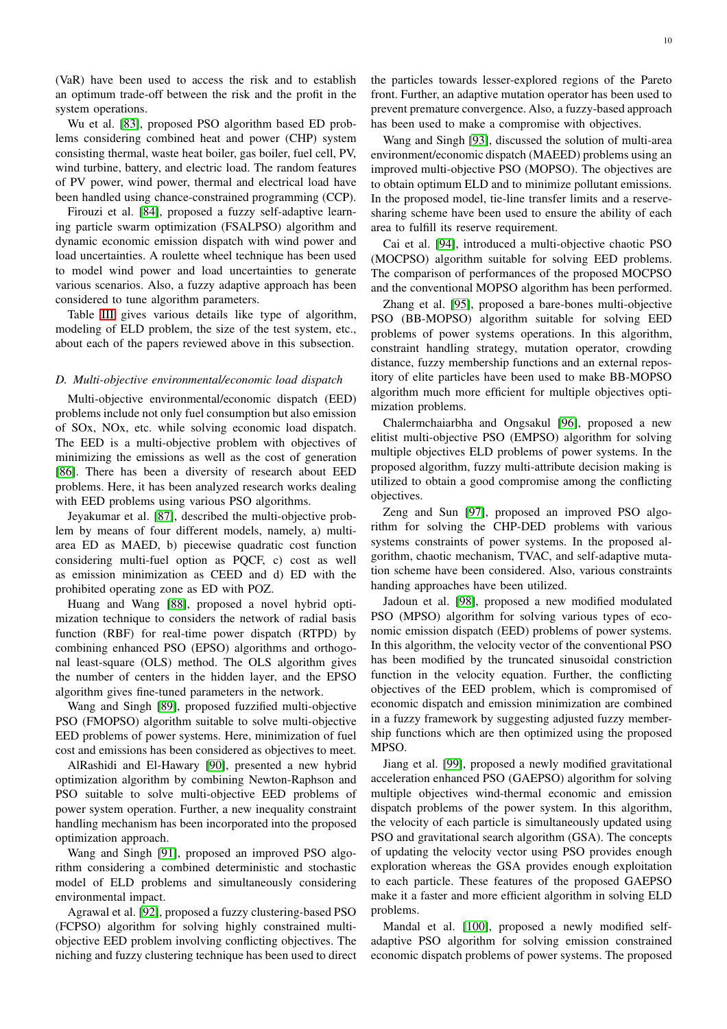(VaR) have been used to access the risk and to establish an optimum trade-off between the risk and the profit in the system operations.

Wu et al. [83], proposed PSO algorithm based ED problems considering combined heat and power (CHP) system consisting thermal, waste heat boiler, gas boiler, fuel cell, PV, wind turbine, battery, and electric load. The random features of PV power, wind power, thermal and electrical load have been handled using chance-constrained programming (CCP).

Firouzi et al. [84], proposed a fuzzy self-adaptive learning particle swarm optimization (FSALPSO) algorithm and dynamic economic emission dispatch with wind power and load uncertainties. A roulette wheel technique has been used to model wind power and load uncertainties to generate various scenarios. Also, a fuzzy adaptive approach has been considered to tune algorithm parameters.

Table III gives various details like type of algorithm, modeling of ELD problem, the size of the test system, etc., about each of the papers reviewed above in this subsection.

### *D. Multi-objective environmental/economic load dispatch*

Multi-objective environmental/economic dispatch (EED) problems include not only fuel consumption but also emission of SOx, NOx, etc. while solving economic load dispatch. The EED is a multi-objective problem with objectives of minimizing the emissions as well as the cost of generation [86]. There has been a diversity of research about EED problems. Here, it has been analyzed research works dealing with EED problems using various PSO algorithms.

Jeyakumar et al. [87], described the multi-objective problem by means of four different models, namely, a) multi-area ED as MAED, b) piecewise quadratic cost function considering multi-fuel option as PQCF, c) cost as well as emission minimization as CEED and d) ED with the prohibited operating zone as ED with POZ.

Huang and Wang [88], proposed a novel hybrid optimization technique to considers the network of radial basis function (RBF) for real-time power dispatch (RTPD) by combining enhanced PSO (EPSO) algorithms and orthogonal least-square (OLS) method. The OLS algorithm gives the number of centers in the hidden layer, and the EPSO algorithm gives fine-tuned parameters in the network.

Wang and Singh [89], proposed fuzzified multi-objective PSO (FMOPSO) algorithm suitable to solve multi-objective EED problems of power systems. Here, minimization of fuel cost and emissions has been considered as objectives to meet.

AlRashidi and El-Hawary [90], presented a new hybrid optimization algorithm by combining Newton-Raphson and PSO suitable to solve multi-objective EED problems of power system operation. Further, a new inequality constraint handling mechanism has been incorporated into the proposed optimization approach.

Wang and Singh [91], proposed an improved PSO algorithm considering a combined deterministic and stochastic model of ELD problems and simultaneously considering environmental impact.

Agrawal et al. [92], proposed a fuzzy clustering-based PSO (FCPSO) algorithm for solving highly constrained multi-objective EED problem involving conflicting objectives. The niching and fuzzy clustering technique has been used to direct the particles towards lesser-explored regions of the Pareto front. Further, an adaptive mutation operator has been used to prevent premature convergence. Also, a fuzzy-based approach has been used to make a compromise with objectives.

Wang and Singh [93], discussed the solution of multi-area environment/economic dispatch (MAEED) problems using an improved multi-objective PSO (MOPSO). The objectives are to obtain optimum ELD and to minimize pollutant emissions. In the proposed model, tie-line transfer limits and a reserve-sharing scheme have been used to ensure the ability of each area to fulfill its reserve requirement.

Cai et al. [94], introduced a multi-objective chaotic PSO (MOCPSO) algorithm suitable for solving EED problems. The comparison of performances of the proposed MOCPSO and the conventional MOPSO algorithm has been performed.

Zhang et al. [95], proposed a bare-bones multi-objective PSO (BB-MOPSO) algorithm suitable for solving EED problems of power systems operations. In this algorithm, constraint handling strategy, mutation operator, crowding distance, fuzzy membership functions and an external repository of elite particles have been used to make BB-MOPSO algorithm much more efficient for multiple objectives optimization problems.

Chalermchaiarbha and Ongsakul [96], proposed a new elitist multi-objective PSO (EMPSO) algorithm for solving multiple objectives ELD problems of power systems. In the proposed algorithm, fuzzy multi-attribute decision making is utilized to obtain a good compromise among the conflicting objectives.

Zeng and Sun [97], proposed an improved PSO algorithm for solving the CHP-DED problems with various systems constraints of power systems. In the proposed algorithm, chaotic mechanism, TVAC, and self-adaptive mutation scheme have been considered. Also, various constraints handing approaches have been utilized.

Jadoun et al. [98], proposed a new modified modulated PSO (MPSO) algorithm for solving various types of economic emission dispatch (EED) problems of power systems. In this algorithm, the velocity vector of the conventional PSO has been modified by the truncated sinusoidal constriction function in the velocity equation. Further, the conflicting objectives of the EED problem, which is compromised of economic dispatch and emission minimization are combined in a fuzzy framework by suggesting adjusted fuzzy membership functions which are then optimized using the proposed MPSO.

Jiang et al. [99], proposed a newly modified gravitational acceleration enhanced PSO (GAEPSO) algorithm for solving multiple objectives wind-thermal economic and emission dispatch problems of the power system. In this algorithm, the velocity of each particle is simultaneously updated using PSO and gravitational search algorithm (GSA). The concepts of updating the velocity vector using PSO provides enough exploration whereas the GSA provides enough exploitation to each particle. These features of the proposed GAEPSO make it a faster and more efficient algorithm in solving ELD problems.

Mandal et al. [100], proposed a newly modified self-adaptive PSO algorithm for solving emission constrained economic dispatch problems of power systems. The proposed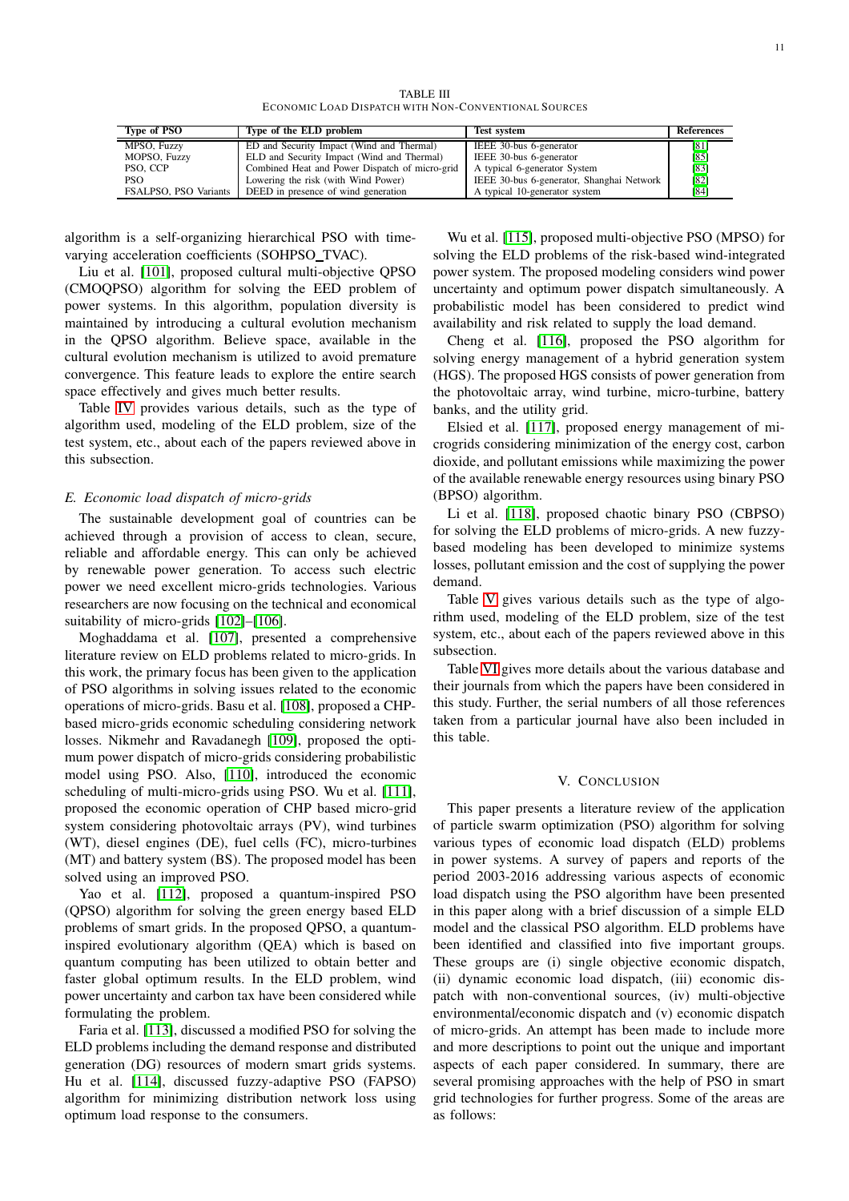TABLE III
ECONOMIC LOAD DISPATCH WITH NON-CONVENTIONAL SOURCES

| Type of PSO | Type of the ELD problem | Test system | References |
|---|---|---|---|
| MPSO, Fuzzy | ED and Security Impact (Wind and Thermal) | IEEE 30-bus 6-generator | [81] |
| MOPSO, Fuzzy | ELD and Security Impact (Wind and Thermal) | IEEE 30-bus 6-generator | [85] |
| PSO, CCP | Combined Heat and Power Dispatch of micro-grid | A typical 6-generator System | [83] |
| PSO | Lowering the risk (with Wind Power) | IEEE 30-bus 6-generator, Shanghai Network | [82] |
| FSALPSO, PSO Variants | DEED in presence of wind generation | A typical 10-generator system | [84] |

algorithm is a self-organizing hierarchical PSO with time-varying acceleration coefficients (SOHPSO_TVAC).

Liu et al. [101], proposed cultural multi-objective QPSO (CMOQPSO) algorithm for solving the EED problem of power systems. In this algorithm, population diversity is maintained by introducing a cultural evolution mechanism in the QPSO algorithm. Believe space, available in the cultural evolution mechanism is utilized to avoid premature convergence. This feature leads to explore the entire search space effectively and gives much better results.

Table IV provides various details, such as the type of algorithm used, modeling of the ELD problem, size of the test system, etc., about each of the papers reviewed above in this subsection.

### E. Economic load dispatch of micro-grids

The sustainable development goal of countries can be achieved through a provision of access to clean, secure, reliable and affordable energy. This can only be achieved by renewable power generation. To access such electric power we need excellent micro-grids technologies. Various researchers are now focusing on the technical and economical suitability of micro-grids [102]–[106].

Moghaddama et al. [107], presented a comprehensive literature review on ELD problems related to micro-grids. In this work, the primary focus has been given to the application of PSO algorithms in solving issues related to the economic operations of micro-grids. Basu et al. [108], proposed a CHP-based micro-grids economic scheduling considering network losses. Nikmehr and Ravadanegh [109], proposed the optimum power dispatch of micro-grids considering probabilistic model using PSO. Also, [110], introduced the economic scheduling of multi-micro-grids using PSO. Wu et al. [111], proposed the economic operation of CHP based micro-grid system considering photovoltaic arrays (PV), wind turbines (WT), diesel engines (DE), fuel cells (FC), micro-turbines (MT) and battery system (BS). The proposed model has been solved using an improved PSO.

Yao et al. [112], proposed a quantum-inspired PSO (QPSO) algorithm for solving the green energy based ELD problems of smart grids. In the proposed QPSO, a quantum-inspired evolutionary algorithm (QEA) which is based on quantum computing has been utilized to obtain better and faster global optimum results. In the ELD problem, wind power uncertainty and carbon tax have been considered while formulating the problem.

Faria et al. [113], discussed a modified PSO for solving the ELD problems including the demand response and distributed generation (DG) resources of modern smart grids systems. Hu et al. [114], discussed fuzzy-adaptive PSO (FAPSO) algorithm for minimizing distribution network loss using optimum load response to the consumers.

Wu et al. [115], proposed multi-objective PSO (MPSO) for solving the ELD problems of the risk-based wind-integrated power system. The proposed modeling considers wind power uncertainty and optimum power dispatch simultaneously. A probabilistic model has been considered to predict wind availability and risk related to supply the load demand.

Cheng et al. [116], proposed the PSO algorithm for solving energy management of a hybrid generation system (HGS). The proposed HGS consists of power generation from the photovoltaic array, wind turbine, micro-turbine, battery banks, and the utility grid.

Elsied et al. [117], proposed energy management of microgrids considering minimization of the energy cost, carbon dioxide, and pollutant emissions while maximizing the power of the available renewable energy resources using binary PSO (BPSO) algorithm.

Li et al. [118], proposed chaotic binary PSO (CBPSO) for solving the ELD problems of micro-grids. A new fuzzy-based modeling has been developed to minimize systems losses, pollutant emission and the cost of supplying the power demand.

Table V gives various details such as the type of algorithm used, modeling of the ELD problem, size of the test system, etc., about each of the papers reviewed above in this subsection.

Table VI gives more details about the various database and their journals from which the papers have been considered in this study. Further, the serial numbers of all those references taken from a particular journal have also been included in this table.

## V. CONCLUSION

This paper presents a literature review of the application of particle swarm optimization (PSO) algorithm for solving various types of economic load dispatch (ELD) problems in power systems. A survey of papers and reports of the period 2003-2016 addressing various aspects of economic load dispatch using the PSO algorithm have been presented in this paper along with a brief discussion of a simple ELD model and the classical PSO algorithm. ELD problems have been identified and classified into five important groups. These groups are (i) single objective economic dispatch, (ii) dynamic economic load dispatch, (iii) economic dispatch with non-conventional sources, (iv) multi-objective environmental/economic dispatch and (v) economic dispatch of micro-grids. An attempt has been made to include more and more descriptions to point out the unique and important aspects of each paper considered. In summary, there are several promising approaches with the help of PSO in smart grid technologies for further progress. Some of the areas are as follows: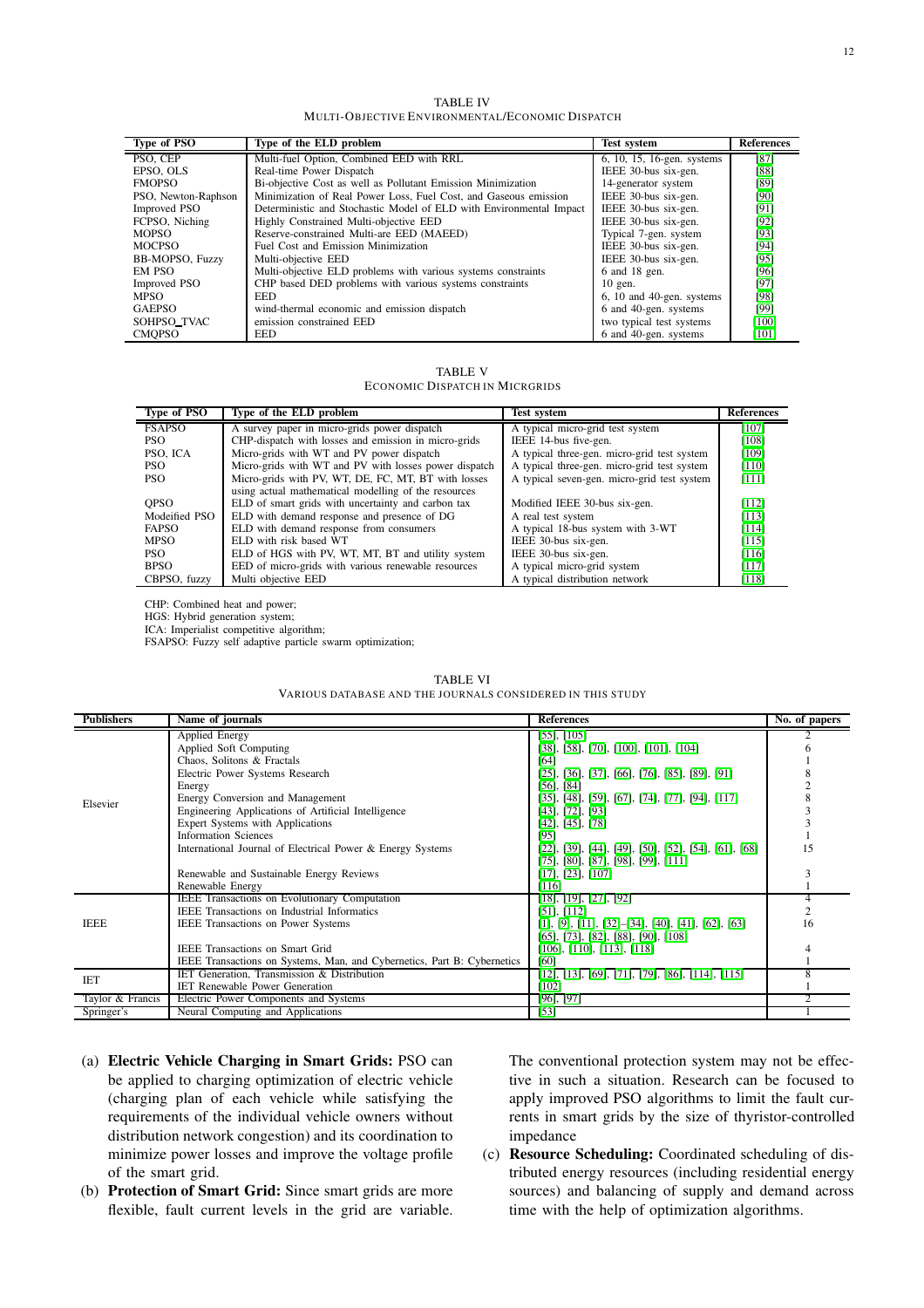TABLE IV
MULTI-OBJECTIVE ENVIRONMENTAL/ECONOMIC DISPATCH

| Type of PSO | Type of the ELD problem | Test system | References |
|---|---|---|---|
| PSO, CEP | Multi-fuel Option, Combined EED with RRL | 6, 10, 15, 16-gen. systems | [87] |
| EPSO, OLS | Real-time Power Dispatch | IEEE 30-bus six-gen. | [88] |
| FMOPSO | Bi-objective Cost as well as Pollutant Emission Minimization | 14-generator system | [89] |
| PSO, Newton-Raphson | Minimization of Real Power Loss, Fuel Cost, and Gaseous emission | IEEE 30-bus six-gen. | [90] |
| Improved PSO | Deterministic and Stochastic Model of ELD with Environmental Impact | IEEE 30-bus six-gen. | [91] |
| FCPSO, Niching | Highly Constrained Multi-objective EED | IEEE 30-bus six-gen. | [92] |
| MOPSO | Reserve-constrained Multi-are EED (MAEED) | Typical 7-gen. system | [93] |
| MOCPSO | Fuel Cost and Emission Minimization | IEEE 30-bus six-gen. | [94] |
| BB-MOPSO, Fuzzy | Multi-objective EED | IEEE 30-bus six-gen. | [95] |
| EM PSO | Multi-objective ELD problems with various systems constraints | 6 and 18 gen. | [96] |
| Improved PSO | CHP based DED problems with various systems constraints | 10 gen. | [97] |
| MPSO | EED | 6, 10 and 40-gen. systems | [98] |
| GAEPSO | wind-thermal economic and emission dispatch | 6 and 40-gen. systems | [99] |
| SOHPSO_TVAC | emission constrained EED | two typical test systems | [100] |
| CMQPSO | EED | 6 and 40-gen. systems | [101] |

TABLE V
ECONOMIC DISPATCH IN MICRGRIDS

| Type of PSO | Type of the ELD problem | Test system | References |
|---|---|---|---|
| FSAPSO | A survey paper in micro-grids power dispatch | A typical micro-grid test system | [107] |
| PSO | CHP-dispatch with losses and emission in micro-grids | IEEE 14-bus five-gen. | [108] |
| PSO, ICA | Micro-grids with WT and PV power dispatch | A typical three-gen. micro-grid test system | [109] |
| PSO | Micro-grids with WT and PV with losses power dispatch | A typical three-gen. micro-grid test system | [110] |
| PSO | Micro-grids with PV, WT, DE, FC, MT, BT with losses using actual mathematical modelling of the resources | A typical seven-gen. micro-grid test system | [111] |
| QPSO | ELD of smart grids with uncertainty and carbon tax | Modified IEEE 30-bus six-gen. | [112] |
| Modeified PSO | ELD with demand response and presence of DG | A real test system | [113] |
| FAPSO | ELD with demand response from consumers | A typical 18-bus system with 3-WT | [114] |
| MPSO | ELD with risk based WT | IEEE 30-bus six-gen. | [115] |
| PSO | ELD of HGS with PV, WT, MT, BT and utility system | IEEE 30-bus six-gen. | [116] |
| BPSO | EED of micro-grids with various renewable resources | A typical micro-grid system | [117] |
| CBPSO, fuzzy | Multi objective EED | A typical distribution network | [118] |

CHP: Combined heat and power;
HGS: Hybrid generation system;
ICA: Imperialist competitive algorithm;
FSAPSO: Fuzzy self adaptive particle swarm optimization;

TABLE VI
VARIOUS DATABASE AND THE JOURNALS CONSIDERED IN THIS STUDY

| Publishers | Name of journals | References | No. of papers |
|---|---|---|---|
| Elsevier | Applied Energy | [55], [105] | 2 |
| | Applied Soft Computing | [38], [58], [70], [100], [101], [104] | 6 |
| | Chaos, Solitons & Fractals | [64] | 1 |
| | Electric Power Systems Research | [25], [36], [37], [66], [76], [85], [89], [91] | 8 |
| | Energy | [56], [84] | 2 |
| | Energy Conversion and Management | [35], [48], [59], [67], [74], [77], [94], [117] | 8 |
| | Engineering Applications of Artificial Intelligence | [43], [72], [93] | 3 |
| | Expert Systems with Applications | [42], [45], [78] | 3 |
| | Information Sciences | [95] | 1 |
| | International Journal of Electrical Power & Energy Systems | [22], [39], [44], [49], [50], [52], [54], [61], [68] [75], [80], [87], [98], [99], [111] | 15 |
| | Renewable and Sustainable Energy Reviews | [17], [23], [107] | 3 |
| | Renewable Energy | [116] | 1 |
| IEEE | IEEE Transactions on Evolutionary Computation | [18], [19], [27], [92] | 4 |
| | IEEE Transactions on Industrial Informatics | [51], [112] | 2 |
| | IEEE Transactions on Power Systems | [1], [9], [11], [32]–[34], [40], [41], [62], [63] [65], [73], [82], [88], [90], [108] | 16 |
| | IEEE Transactions on Smart Grid | [106], [110], [113], [118] | 4 |
| | IEEE Transactions on Systems, Man, and Cybernetics, Part B: Cybernetics | [60] | 1 |
| IET | IET Generation, Transmission & Distribution | [12], [13], [69], [71], [79], [86], [114], [115] | 8 |
| | IET Renewable Power Generation | [102] | 1 |
| Taylor & Francis | Electric Power Components and Systems | [96], [97] | 2 |
| Springer's | Neural Computing and Applications | [53] | 1 |

(a) **Electric Vehicle Charging in Smart Grids:** PSO can be applied to charging optimization of electric vehicle (charging plan of each vehicle while satisfying the requirements of the individual vehicle owners without distribution network congestion) and its coordination to minimize power losses and improve the voltage profile of the smart grid.

(b) **Protection of Smart Grid:** Since smart grids are more flexible, fault current levels in the grid are variable. The conventional protection system may not be effective in such a situation. Research can be focused to apply improved PSO algorithms to limit the fault currents in smart grids by the size of thyristor-controlled impedance

(c) **Resource Scheduling:** Coordinated scheduling of distributed energy resources (including residential energy sources) and balancing of supply and demand across time with the help of optimization algorithms.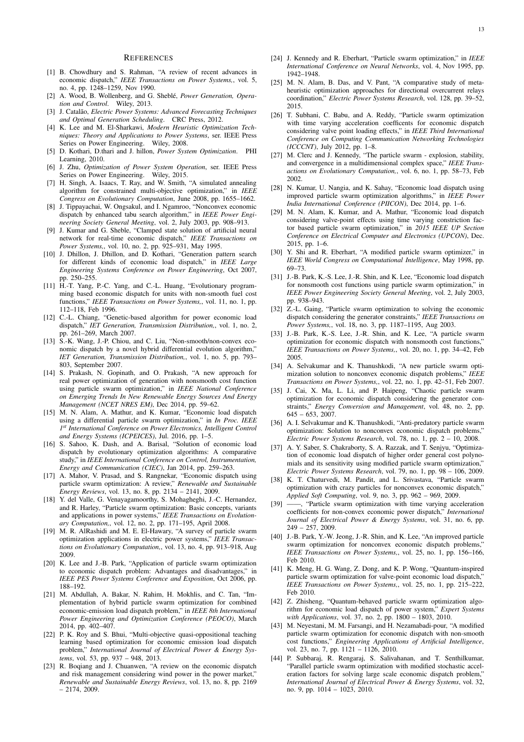## REFERENCES

[1] B. Chowdhury and S. Rahman, "A review of recent advances in economic dispatch," *IEEE Transactions on Power Systems,*, vol. 5, no. 4, pp. 1248–1259, Nov 1990.

[2] A. Wood, B. Wollenberg, and G. Sheblé, *Power Generation, Operation and Control*. Wiley, 2013.

[3] J. Catalão, *Electric Power Systems: Advanced Forecasting Techniques and Optimal Generation Scheduling*. CRC Press, 2012.

[4] K. Lee and M. El-Sharkawi, *Modern Heuristic Optimization Techniques: Theory and Applications to Power Systems*, ser. IEEE Press Series on Power Engineering. Wiley, 2008.

[5] D. Kothari, D.thari and J. hillon, *Power System Optimization*. PHI Learning, 2010.

[6] J. Zhu, *Optimization of Power System Operation*, ser. IEEE Press Series on Power Engineering. Wiley, 2015.

[7] H. Singh, A. Isaacs, T. Ray, and W. Smith, "A simulated annealing algorithm for constrained multi-objective optimization," in *IEEE Congress on Evolutionary Computation*, June 2008, pp. 1655–1662.

[8] J. Tippayachai, W. Ongsakul, and I. Ngamroo, "Nonconvex economic dispatch by enhanced tabu search algorithm," in *IEEE Power Engineering Society General Meeting*, vol. 2, July 2003, pp. 908–913.

[9] J. Kumar and G. Sheble, "Clamped state solution of artificial neural network for real-time economic dispatch," *IEEE Transactions on Power Systems,*, vol. 10, no. 2, pp. 925–931, May 1995.

[10] J. Dhillon, J. Dhillon, and D. Kothari, "Generation pattern search for different kinds of economic load dispatch," in *IEEE Large Engineering Systems Conference on Power Engineering*, Oct 2007, pp. 250–255.

[11] H.-T. Yang, P.-C. Yang, and C.-L. Huang, "Evolutionary programming based economic dispatch for units with non-smooth fuel cost functions," *IEEE Transactions on Power Systems,*, vol. 11, no. 1, pp. 112–118, Feb 1996.

[12] C.-L. Chiang, "Genetic-based algorithm for power economic load dispatch," *IET Generation, Transmission Distribution,*, vol. 1, no. 2, pp. 261–269, March 2007.

[13] S.-K. Wang, J.-P. Chiou, and C. Liu, "Non-smooth/non-convex economic dispatch by a novel hybrid differential evolution algorithm," *IET Generation, Transmission Distribution,*, vol. 1, no. 5, pp. 793–803, September 2007.

[14] S. Prakash, N. Gopinath, and O. Prakash, "A new approach for real power optimization of generation with nonsmooth cost function using particle swarm optimization," in *IEEE National Conference on Emerging Trends In New Renewable Energy Sources And Energy Management (NCET NRES EM)*, Dec 2014, pp. 59–62.

[15] M. N. Alam, A. Mathur, and K. Kumar, "Economic load dispatch using a differential particle swarm optimization," in *In Proc. IEEE 1st International Conference on Power Electronics, Intelligent Control and Energy Systems (ICPEICES)*, Jul. 2016, pp. 1–5.

[16] S. Sahoo, K. Dash, and A. Barisal, "Solution of economic load dispatch by evolutionary optimization algorithms: A comparative study," in *IEEE International Conference on Control, Instrumentation, Energy and Communication (CIEC)*, Jan 2014, pp. 259–263.

[17] A. Mahor, V. Prasad, and S. Rangnekar, "Economic dispatch using particle swarm optimization: A review," *Renewable and Sustainable Energy Reviews*, vol. 13, no. 8, pp. 2134 – 2141, 2009.

[18] Y. del Valle, G. Venayagamoorthy, S. Mohagheghi, J.-C. Hernandez, and R. Harley, "Particle swarm optimization: Basic concepts, variants and applications in power systems," *IEEE Transactions on Evolutionary Computation,*, vol. 12, no. 2, pp. 171–195, April 2008.

[19] M. R. AlRashidi and M. E. El-Hawary, "A survey of particle swarm optimization applications in electric power systems," *IEEE Transactions on Evolutionary Computation,*, vol. 13, no. 4, pp. 913–918, Aug 2009.

[20] K. Lee and J.-B. Park, "Application of particle swarm optimization to economic dispatch problem: Advantages and disadvantages," in *IEEE PES Power Systems Conference and Exposition*, Oct 2006, pp. 188–192.

[21] M. Abdullah, A. Bakar, N. Rahim, H. Mokhlis, and C. Tan, "Implementation of hybrid particle swarm optimization for combined economic-emission load dispatch problem," in *IEEE 8th International Power Engineering and Optimization Conference (PEOCO)*, March 2014, pp. 402–407.

[22] P. K. Roy and S. Bhui, "Multi-objective quasi-oppositional teaching learning based optimization for economic emission load dispatch problem," *International Journal of Electrical Power & Energy Systems*, vol. 53, pp. 937 – 948, 2013.

[23] R. Boqiang and J. Chuanwen, "A review on the economic dispatch and risk management considering wind power in the power market," *Renewable and Sustainable Energy Reviews*, vol. 13, no. 8, pp. 2169 – 2174, 2009.

[24] J. Kennedy and R. Eberhart, "Particle swarm optimization," in *IEEE International Conference on Neural Networks*, vol. 4, Nov 1995, pp. 1942–1948.

[25] M. N. Alam, B. Das, and V. Pant, "A comparative study of metaheuristic optimization approaches for directional overcurrent relays coordination," *Electric Power Systems Research*, vol. 128, pp. 39–52, 2015.

[26] T. Subhani, C. Babu, and A. Reddy, "Particle swarm optimization with time varying acceleration coefficents for economic dispatch considering valve point loading effects," in *IEEE Third International Conference on Computing Communication Networking Technologies (ICCCNT)*, July 2012, pp. 1–8.

[27] M. Clerc and J. Kennedy, "The particle swarm - explosion, stability, and convergence in a multidimensional complex space," *IEEE Transactions on Evolutionary Computation,*, vol. 6, no. 1, pp. 58–73, Feb 2002.

[28] N. Kumar, U. Nangia, and K. Sahay, "Economic load dispatch using improved particle swarm optimization algorithms," in *IEEE Power India International Conference (PIICON)*, Dec 2014, pp. 1–6.

[29] M. N. Alam, K. Kumar, and A. Mathur, "Economic load dispatch considering valve-point effects using time varying constriction factor based particle swarm optimization," in *2015 IEEE UP Section Conference on Electrical Computer and Electronics (UPCON)*, Dec. 2015, pp. 1–6.

[30] Y. Shi and R. Eberhart, "A modified particle swarm optimizer," in *IEEE World Congress on Computational Intelligence*, May 1998, pp. 69–73.

[31] J.-B. Park, K.-S. Lee, J.-R. Shin, and K. Lee, "Economic load dispatch for nonsmooth cost functions using particle swarm optimization," in *IEEE Power Engineering Society General Meeting*, vol. 2, July 2003, pp. 938–943.

[32] Z.-L. Gaing, "Particle swarm optimization to solving the economic dispatch considering the generator constraints," *IEEE Transactions on Power Systems,*, vol. 18, no. 3, pp. 1187–1195, Aug 2003.

[33] J.-B. Park, K.-S. Lee, J.-R. Shin, and K. Lee, "A particle swarm optimization for economic dispatch with nonsmooth cost functions," *IEEE Transactions on Power Systems,*, vol. 20, no. 1, pp. 34–42, Feb 2005.

[34] A. Selvakumar and K. Thanushkodi, "A new particle swarm optimization solution to nonconvex economic dispatch problems," *IEEE Transactions on Power Systems,*, vol. 22, no. 1, pp. 42–51, Feb 2007.

[35] J. Cai, X. Ma, L. Li, and P. Haipeng, "Chaotic particle swarm optimization for economic dispatch considering the generator constraints," *Energy Conversion and Management*, vol. 48, no. 2, pp. 645 – 653, 2007.

[36] A. I. Selvakumar and K. Thanushkodi, "Anti-predatory particle swarm optimization: Solution to nonconvex economic dispatch problems," *Electric Power Systems Research*, vol. 78, no. 1, pp. 2 – 10, 2008.

[37] A. Y. Saber, S. Chakraborty, S. A. Razzak, and T. Senjyu, "Optimization of economic load dispatch of higher order general cost polynomials and its sensitivity using modified particle swarm optimization," *Electric Power Systems Research*, vol. 79, no. 1, pp. 98 – 106, 2009.

[38] K. T. Chaturvedi, M. Pandit, and L. Srivastava, "Particle swarm optimization with crazy particles for nonconvex economic dispatch," *Applied Soft Computing*, vol. 9, no. 3, pp. 962 – 969, 2009.

[39] ——, "Particle swarm optimization with time varying acceleration coefficients for non-convex economic power dispatch," *International Journal of Electrical Power & Energy Systems*, vol. 31, no. 6, pp. 249 – 257, 2009.

[40] J.-B. Park, Y.-W. Jeong, J.-R. Shin, and K. Lee, "An improved particle swarm optimization for nonconvex economic dispatch problems," *IEEE Transactions on Power Systems,*, vol. 25, no. 1, pp. 156–166, Feb 2010.

[41] K. Meng, H. G. Wang, Z. Dong, and K. P. Wong, "Quantum-inspired particle swarm optimization for valve-point economic load dispatch," *IEEE Transactions on Power Systems,*, vol. 25, no. 1, pp. 215–222, Feb 2010.

[42] Z. Zhisheng, "Quantum-behaved particle swarm optimization algorithm for economic load dispatch of power system," *Expert Systems with Applications*, vol. 37, no. 2, pp. 1800 – 1803, 2010.

[43] M. Neyestani, M. M. Farsangi, and H. Nezamabadi-pour, "A modified particle swarm optimization for economic dispatch with non-smooth cost functions," *Engineering Applications of Artificial Intelligence*, vol. 23, no. 7, pp. 1121 – 1126, 2010.

[44] P. Subbaraj, R. Rengaraj, S. Salivahanan, and T. Senthilkumar, "Parallel particle swarm optimization with modified stochastic acceleration factors for solving large scale economic dispatch problem," *International Journal of Electrical Power & Energy Systems*, vol. 32, no. 9, pp. 1014 – 1023, 2010.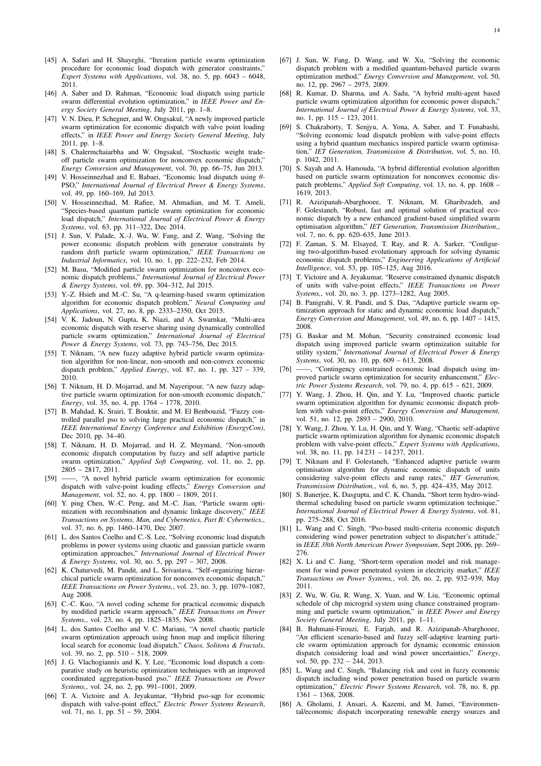[45] A. Safari and H. Shayeghi, "Iteration particle swarm optimization procedure for economic load dispatch with generator constraints," *Expert Systems with Applications*, vol. 38, no. 5, pp. 6043 – 6048, 2011.

[46] A. Saber and D. Rahman, "Economic load dispatch using particle swarm differential evolution optimization," in *IEEE Power and Energy Society General Meeting*, July 2011, pp. 1–8.

[47] V. N. Dieu, P. Schegner, and W. Ongsakul, "A newly improved particle swarm optimization for economic dispatch with valve point loading effects," in *IEEE Power and Energy Society General Meeting*, July 2011, pp. 1–8.

[48] S. Chalermchaiarbha and W. Ongsakul, "Stochastic weight trade-off particle swarm optimization for nonconvex economic dispatch," *Energy Conversion and Management*, vol. 70, pp. 66–75, Jun 2013.

[49] V. Hosseinnezhad and E. Babaei, "Economic load dispatch using $\theta$-PSO," *International Journal of Electrical Power & Energy Systems*, vol. 49, pp. 160–169, Jul 2013.

[50] V. Hosseinnezhad, M. Rafiee, M. Ahmadian, and M. T. Ameli, "Species-based quantum particle swarm optimization for economic load dispatch," *International Journal of Electrical Power & Energy Systems*, vol. 63, pp. 311–322, Dec 2014.

[51] J. Sun, V. Palade, X.-J. Wu, W. Fang, and Z. Wang, "Solving the power economic dispatch problem with generator constraints by random drift particle swarm optimization," *IEEE Transactions on Industrial Informatics*, vol. 10, no. 1, pp. 222–232, Feb 2014.

[52] M. Basu, "Modified particle swarm optimization for nonconvex economic dispatch problems," *International Journal of Electrical Power & Energy Systems*, vol. 69, pp. 304–312, Jul 2015.

[53] Y.-Z. Hsieh and M.-C. Su, "A q-learning-based swarm optimization algorithm for economic dispatch problem," *Neural Computing and Applications*, vol. 27, no. 8, pp. 2333–2350, Oct 2015.

[54] V. K. Jadoun, N. Gupta, K. Niazi, and A. Swarnkar, "Multi-area economic dispatch with reserve sharing using dynamically controlled particle swarm optimization," *International Journal of Electrical Power & Energy Systems*, vol. 73, pp. 743–756, Dec 2015.

[55] T. Niknam, "A new fuzzy adaptive hybrid particle swarm optimization algorithm for non-linear, non-smooth and non-convex economic dispatch problem," *Applied Energy*, vol. 87, no. 1, pp. 327 – 339, 2010.

[56] T. Niknam, H. D. Mojarrad, and M. Nayeripour, "A new fuzzy adaptive particle swarm optimization for non-smooth economic dispatch," *Energy*, vol. 35, no. 4, pp. 1764 – 1778, 2010.

[57] B. Mahdad, K. Srairi, T. Bouktir, and M. El Benbouzid, "Fuzzy controlled parallel pso to solving large practical economic dispatch," in *IEEE International Energy Conference and Exhibition (EnergyCon)*, Dec 2010, pp. 34–40.

[58] T. Niknam, H. D. Mojarrad, and H. Z. Meymand, "Non-smooth economic dispatch computation by fuzzy and self adaptive particle swarm optimization," *Applied Soft Computing*, vol. 11, no. 2, pp. 2805 – 2817, 2011.

[59] ——, "A novel hybrid particle swarm optimization for economic dispatch with valve-point loading effects," *Energy Conversion and Management*, vol. 52, no. 4, pp. 1800 – 1809, 2011.

[60] Y. ping Chen, W.-C. Peng, and M.-C. Jian, "Particle swarm optimization with recombination and dynamic linkage discovery," *IEEE Transactions on Systems, Man, and Cybernetics, Part B: Cybernetics,*, vol. 37, no. 6, pp. 1460–1470, Dec 2007.

[61] L. dos Santos Coelho and C.-S. Lee, "Solving economic load dispatch problems in power systems using chaotic and gaussian particle swarm optimization approaches," *International Journal of Electrical Power & Energy Systems*, vol. 30, no. 5, pp. 297 – 307, 2008.

[62] K. Chaturvedi, M. Pandit, and L. Srivastava, "Self-organizing hierarchical particle swarm optimization for nonconvex economic dispatch," *IEEE Transactions on Power Systems,*, vol. 23, no. 3, pp. 1079–1087, Aug 2008.

[63] C.-C. Kuo, "A novel coding scheme for practical economic dispatch by modified particle swarm approach," *IEEE Transactions on Power Systems,*, vol. 23, no. 4, pp. 1825–1835, Nov 2008.

[64] L. dos Santos Coelho and V. C. Mariani, "A novel chaotic particle swarm optimization approach using hnon map and implicit filtering local search for economic load dispatch," *Chaos, Solitons & Fractals*, vol. 39, no. 2, pp. 510 – 518, 2009.

[65] J. G. Vlachogiannis and K. Y. Lee, "Economic load dispatch a comparative study on heuristic optimization techniques with an improved coordinated aggregation-based pso," *IEEE Transactions on Power Systems,*, vol. 24, no. 2, pp. 991–1001, 2009.

[66] T. A. Victoire and A. Jeyakumar, "Hybrid pso-sqp for economic dispatch with valve-point effect," *Electric Power Systems Research*, vol. 71, no. 1, pp. 51 – 59, 2004.

[67] J. Sun, W. Fang, D. Wang, and W. Xu, "Solving the economic dispatch problem with a modified quantum-behaved particle swarm optimization method," *Energy Conversion and Management*, vol. 50, no. 12, pp. 2967 – 2975, 2009.

[68] R. Kumar, D. Sharma, and A. Sadu, "A hybrid multi-agent based particle swarm optimization algorithm for economic power dispatch," *International Journal of Electrical Power & Energy Systems*, vol. 33, no. 1, pp. 115 – 123, 2011.

[69] S. Chakraborty, T. Senjyu, A. Yona, A. Saber, and T. Funabashi, "Solving economic load dispatch problem with valve-point effects using a hybrid quantum mechanics inspired particle swarm optimisation," *IET Generation, Transmission & Distribution*, vol. 5, no. 10, p. 1042, 2011.

[70] S. Sayah and A. Hamouda, "A hybrid differential evolution algorithm based on particle swarm optimization for nonconvex economic dispatch problems," *Applied Soft Computing*, vol. 13, no. 4, pp. 1608 – 1619, 2013.

[71] R. Azizipanah-Abarghooee, T. Niknam, M. Gharibzadeh, and F. Golestaneh, "Robust, fast and optimal solution of practical economic dispatch by a new enhanced gradient-based simplified swarm optimisation algorithm," *IET Generation, Transmission Distribution,*, vol. 7, no. 6, pp. 620–635, June 2013.

[72] F. Zaman, S. M. Elsayed, T. Ray, and R. A. Sarker, "Configuring two-algorithm-based evolutionary approach for solving dynamic economic dispatch problems," *Engineering Applications of Artificial Intelligence*, vol. 53, pp. 105–125, Aug 2016.

[73] T. Victoire and A. Jeyakumar, "Reserve constrained dynamic dispatch of units with valve-point effects," *IEEE Transactions on Power Systems,*, vol. 20, no. 3, pp. 1273–1282, Aug 2005.

[74] B. Panigrahi, V. R. Pandi, and S. Das, "Adaptive particle swarm optimization approach for static and dynamic economic load dispatch," *Energy Conversion and Management*, vol. 49, no. 6, pp. 1407 – 1415, 2008.

[75] G. Baskar and M. Mohan, "Security constrained economic load dispatch using improved particle swarm optimization suitable for utility system," *International Journal of Electrical Power & Energy Systems*, vol. 30, no. 10, pp. 609 – 613, 2008.

[76] ——, "Contingency constrained economic load dispatch using improved particle swarm optimization for security enhancement," *Electric Power Systems Research*, vol. 79, no. 4, pp. 615 – 621, 2009.

[77] Y. Wang, J. Zhou, H. Qin, and Y. Lu, "Improved chaotic particle swarm optimization algorithm for dynamic economic dispatch problem with valve-point effects," *Energy Conversion and Management*, vol. 51, no. 12, pp. 2893 – 2900, 2010.

[78] Y. Wang, J. Zhou, Y. Lu, H. Qin, and Y. Wang, "Chaotic self-adaptive particle swarm optimization algorithm for dynamic economic dispatch problem with valve-point effects," *Expert Systems with Applications*, vol. 38, no. 11, pp. 14 231 – 14 237, 2011.

[79] T. Niknam and F. Golestaneh, "Enhanced adaptive particle swarm optimisation algorithm for dynamic economic dispatch of units considering valve-point effects and ramp rates," *IET Generation, Transmission Distribution,*, vol. 6, no. 5, pp. 424–435, May 2012.

[80] S. Banerjee, K. Dasgupta, and C. K. Chanda, "Short term hydro-wind-thermal scheduling based on particle swarm optimization technique," *International Journal of Electrical Power & Energy Systems*, vol. 81, pp. 275–288, Oct 2016.

[81] L. Wang and C. Singh, "Pso-based multi-criteria economic dispatch considering wind power penetration subject to dispatcher's attitude," in *IEEE 38th North American Power Symposium*, Sept 2006, pp. 269–276.

[82] X. Li and C. Jiang, "Short-term operation model and risk management for wind power penetrated system in electricity market," *IEEE Transactions on Power Systems,*, vol. 26, no. 2, pp. 932–939, May 2011.

[83] Z. Wu, W. Gu, R. Wang, X. Yuan, and W. Liu, "Economic optimal schedule of chp microgrid system using chance constrained programming and particle swarm optimization," in *IEEE Power and Energy Society General Meeting*, July 2011, pp. 1–11.

[84] B. Bahmani-Firouzi, E. Farjah, and R. Azizipanah-Abarghooee, "An efficient scenario-based and fuzzy self-adaptive learning particle swarm optimization approach for dynamic economic emission dispatch considering load and wind power uncertainties," *Energy*, vol. 50, pp. 232 – 244, 2013.

[85] L. Wang and C. Singh, "Balancing risk and cost in fuzzy economic dispatch including wind power penetration based on particle swarm optimization," *Electric Power Systems Research*, vol. 78, no. 8, pp. 1361 – 1368, 2008.

[86] A. Gholami, J. Ansari, A. Kazemi, and M. Jamei, "Environmental/economic dispatch incorporating renewable energy sources and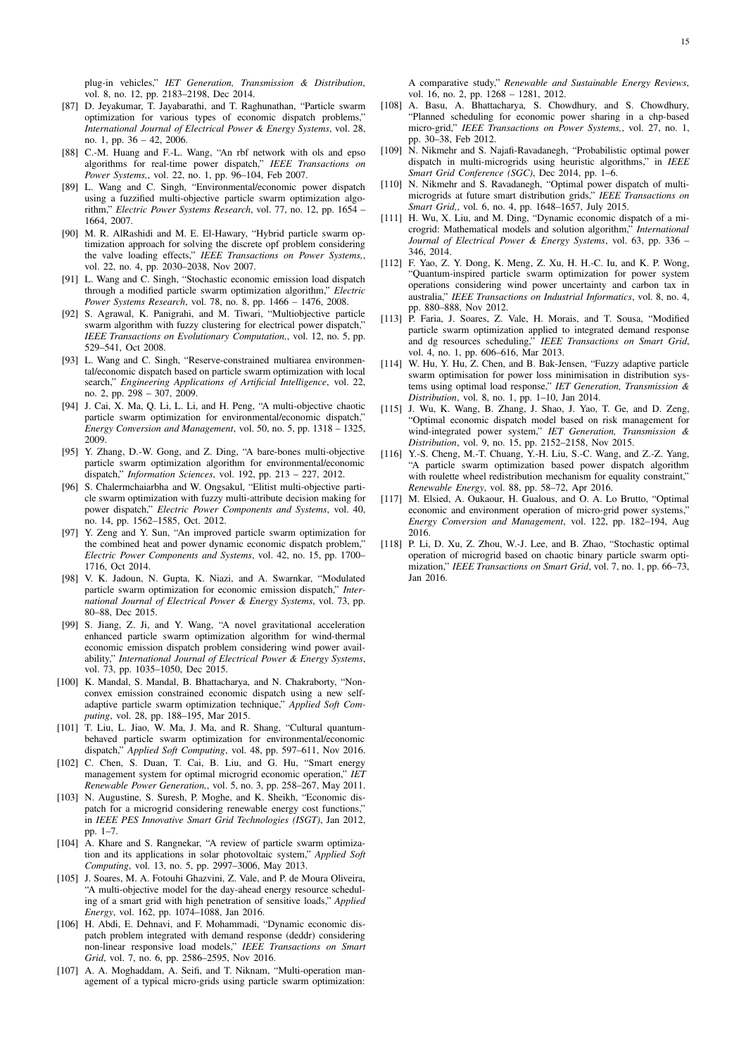plug-in vehicles," *IET Generation, Transmission & Distribution*, vol. 8, no. 12, pp. 2183–2198, Dec 2014.

[87] D. Jeyakumar, T. Jayabarathi, and T. Raghunathan, "Particle swarm optimization for various types of economic dispatch problems," *International Journal of Electrical Power & Energy Systems*, vol. 28, no. 1, pp. 36 – 42, 2006.

[88] C.-M. Huang and F.-L. Wang, "An rbf network with ols and epso algorithms for real-time power dispatch," *IEEE Transactions on Power Systems,*, vol. 22, no. 1, pp. 96–104, Feb 2007.

[89] L. Wang and C. Singh, "Environmental/economic power dispatch using a fuzzified multi-objective particle swarm optimization algorithm," *Electric Power Systems Research*, vol. 77, no. 12, pp. 1654 – 1664, 2007.

[90] M. R. AlRashidi and M. E. El-Hawary, "Hybrid particle swarm optimization approach for solving the discrete opf problem considering the valve loading effects," *IEEE Transactions on Power Systems,*, vol. 22, no. 4, pp. 2030–2038, Nov 2007.

[91] L. Wang and C. Singh, "Stochastic economic emission load dispatch through a modified particle swarm optimization algorithm," *Electric Power Systems Research*, vol. 78, no. 8, pp. 1466 – 1476, 2008.

[92] S. Agrawal, K. Panigrahi, and M. Tiwari, "Multiobjective particle swarm algorithm with fuzzy clustering for electrical power dispatch," *IEEE Transactions on Evolutionary Computation,*, vol. 12, no. 5, pp. 529–541, Oct 2008.

[93] L. Wang and C. Singh, "Reserve-constrained multiarea environmental/economic dispatch based on particle swarm optimization with local search," *Engineering Applications of Artificial Intelligence*, vol. 22, no. 2, pp. 298 – 307, 2009.

[94] J. Cai, X. Ma, Q. Li, L. Li, and H. Peng, "A multi-objective chaotic particle swarm optimization for environmental/economic dispatch," *Energy Conversion and Management*, vol. 50, no. 5, pp. 1318 – 1325, 2009.

[95] Y. Zhang, D.-W. Gong, and Z. Ding, "A bare-bones multi-objective particle swarm optimization algorithm for environmental/economic dispatch," *Information Sciences*, vol. 192, pp. 213 – 227, 2012.

[96] S. Chalermchaiarbha and W. Ongsakul, "Elitist multi-objective particle swarm optimization with fuzzy multi-attribute decision making for power dispatch," *Electric Power Components and Systems*, vol. 40, no. 14, pp. 1562–1585, Oct. 2012.

[97] Y. Zeng and Y. Sun, "An improved particle swarm optimization for the combined heat and power dynamic economic dispatch problem," *Electric Power Components and Systems*, vol. 42, no. 15, pp. 1700–1716, Oct 2014.

[98] V. K. Jadoun, N. Gupta, K. Niazi, and A. Swarnkar, "Modulated particle swarm optimization for economic emission dispatch," *International Journal of Electrical Power & Energy Systems*, vol. 73, pp. 80–88, Dec 2015.

[99] S. Jiang, Z. Ji, and Y. Wang, "A novel gravitational acceleration enhanced particle swarm optimization algorithm for wind-thermal economic emission dispatch problem considering wind power availability," *International Journal of Electrical Power & Energy Systems*, vol. 73, pp. 1035–1050, Dec 2015.

[100] K. Mandal, S. Mandal, B. Bhattacharya, and N. Chakraborty, "Non-convex emission constrained economic dispatch using a new self-adaptive particle swarm optimization technique," *Applied Soft Computing*, vol. 28, pp. 188–195, Mar 2015.

[101] T. Liu, L. Jiao, W. Ma, J. Ma, and R. Shang, "Cultural quantum-behaved particle swarm optimization for environmental/economic dispatch," *Applied Soft Computing*, vol. 48, pp. 597–611, Nov 2016.

[102] C. Chen, S. Duan, T. Cai, B. Liu, and G. Hu, "Smart energy management system for optimal microgrid economic operation," *IET Renewable Power Generation,*, vol. 5, no. 3, pp. 258–267, May 2011.

[103] N. Augustine, S. Suresh, P. Moghe, and K. Sheikh, "Economic dispatch for a microgrid considering renewable energy cost functions," in *IEEE PES Innovative Smart Grid Technologies (ISGT)*, Jan 2012, pp. 1–7.

[104] A. Khare and S. Rangnekar, "A review of particle swarm optimization and its applications in solar photovoltaic system," *Applied Soft Computing*, vol. 13, no. 5, pp. 2997–3006, May 2013.

[105] J. Soares, M. A. Fotouhi Ghazvini, Z. Vale, and P. de Moura Oliveira, "A multi-objective model for the day-ahead energy resource scheduling of a smart grid with high penetration of sensitive loads," *Applied Energy*, vol. 162, pp. 1074–1088, Jan 2016.

[106] H. Abdi, E. Dehnavi, and F. Mohammadi, "Dynamic economic dispatch problem integrated with demand response (deddr) considering non-linear responsive load models," *IEEE Transactions on Smart Grid*, vol. 7, no. 6, pp. 2586–2595, Nov 2016.

[107] A. A. Moghaddam, A. Seifi, and T. Niknam, "Multi-operation management of a typical micro-grids using particle swarm optimization: A comparative study," *Renewable and Sustainable Energy Reviews*, vol. 16, no. 2, pp. 1268 – 1281, 2012.

[108] A. Basu, A. Bhattacharya, S. Chowdhury, and S. Chowdhury, "Planned scheduling for economic power sharing in a chp-based micro-grid," *IEEE Transactions on Power Systems,*, vol. 27, no. 1, pp. 30–38, Feb 2012.

[109] N. Nikmehr and S. Najafi-Ravadanegh, "Probabilistic optimal power dispatch in multi-microgrids using heuristic algorithms," in *IEEE Smart Grid Conference (SGC)*, Dec 2014, pp. 1–6.

[110] N. Nikmehr and S. Ravadanegh, "Optimal power dispatch of multi-microgrids at future smart distribution grids," *IEEE Transactions on Smart Grid,*, vol. 6, no. 4, pp. 1648–1657, July 2015.

[111] H. Wu, X. Liu, and M. Ding, "Dynamic economic dispatch of a microgrid: Mathematical models and solution algorithm," *International Journal of Electrical Power & Energy Systems*, vol. 63, pp. 336 – 346, 2014.

[112] F. Yao, Z. Y. Dong, K. Meng, Z. Xu, H. H.-C. Iu, and K. P. Wong, "Quantum-inspired particle swarm optimization for power system operations considering wind power uncertainty and carbon tax in australia," *IEEE Transactions on Industrial Informatics*, vol. 8, no. 4, pp. 880–888, Nov 2012.

[113] P. Faria, J. Soares, Z. Vale, H. Morais, and T. Sousa, "Modified particle swarm optimization applied to integrated demand response and dg resources scheduling," *IEEE Transactions on Smart Grid*, vol. 4, no. 1, pp. 606–616, Mar 2013.

[114] W. Hu, Y. Hu, Z. Chen, and B. Bak-Jensen, "Fuzzy adaptive particle swarm optimisation for power loss minimisation in distribution systems using optimal load response," *IET Generation, Transmission & Distribution*, vol. 8, no. 1, pp. 1–10, Jan 2014.

[115] J. Wu, K. Wang, B. Zhang, J. Shao, J. Yao, T. Ge, and D. Zeng, "Optimal economic dispatch model based on risk management for wind-integrated power system," *IET Generation, Transmission & Distribution*, vol. 9, no. 15, pp. 2152–2158, Nov 2015.

[116] Y.-S. Cheng, M.-T. Chuang, Y.-H. Liu, S.-C. Wang, and Z.-Z. Yang, "A particle swarm optimization based power dispatch algorithm with roulette wheel redistribution mechanism for equality constraint," *Renewable Energy*, vol. 88, pp. 58–72, Apr 2016.

[117] M. Elsied, A. Oukaour, H. Gualous, and O. A. Lo Brutto, "Optimal economic and environment operation of micro-grid power systems," *Energy Conversion and Management*, vol. 122, pp. 182–194, Aug 2016.

[118] P. Li, D. Xu, Z. Zhou, W.-J. Lee, and B. Zhao, "Stochastic optimal operation of microgrid based on chaotic binary particle swarm optimization," *IEEE Transactions on Smart Grid*, vol. 7, no. 1, pp. 66–73, Jan 2016.